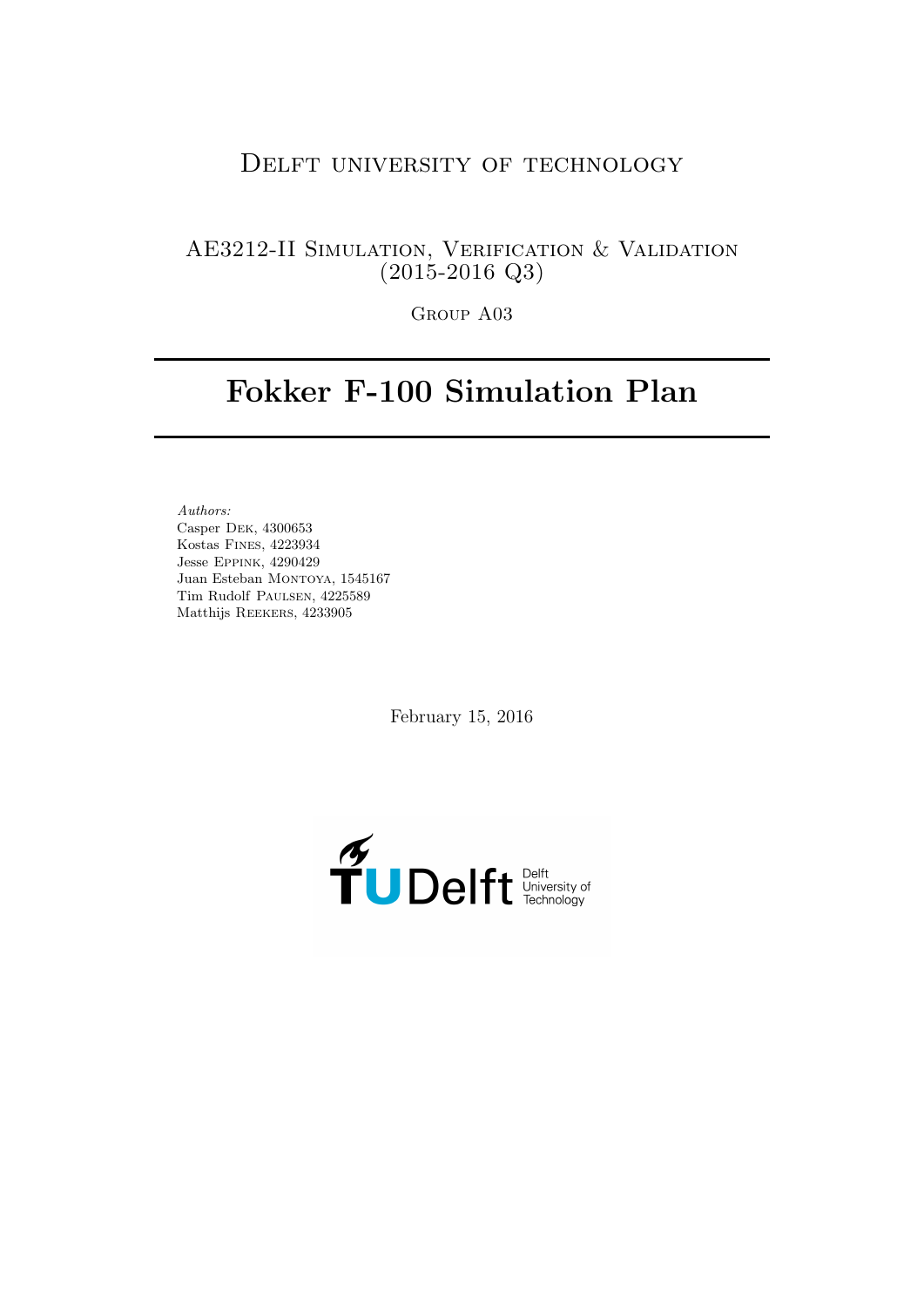Delft university of technology

AE3212-II Simulation, Verification & Validation (2015-2016 Q3)

Group A03

# Fokker F-100 Simulation Plan

*Authors:*
Casper Dek, 4300653
Kostas Fines, 4223934
Jesse Eppink, 4290429
Juan Esteban Montoya, 1545167
Tim Rudolf Paulsen, 4225589
Matthijs Reekers, 4233905

February 15, 2016

TU Delft — Delft University of Technology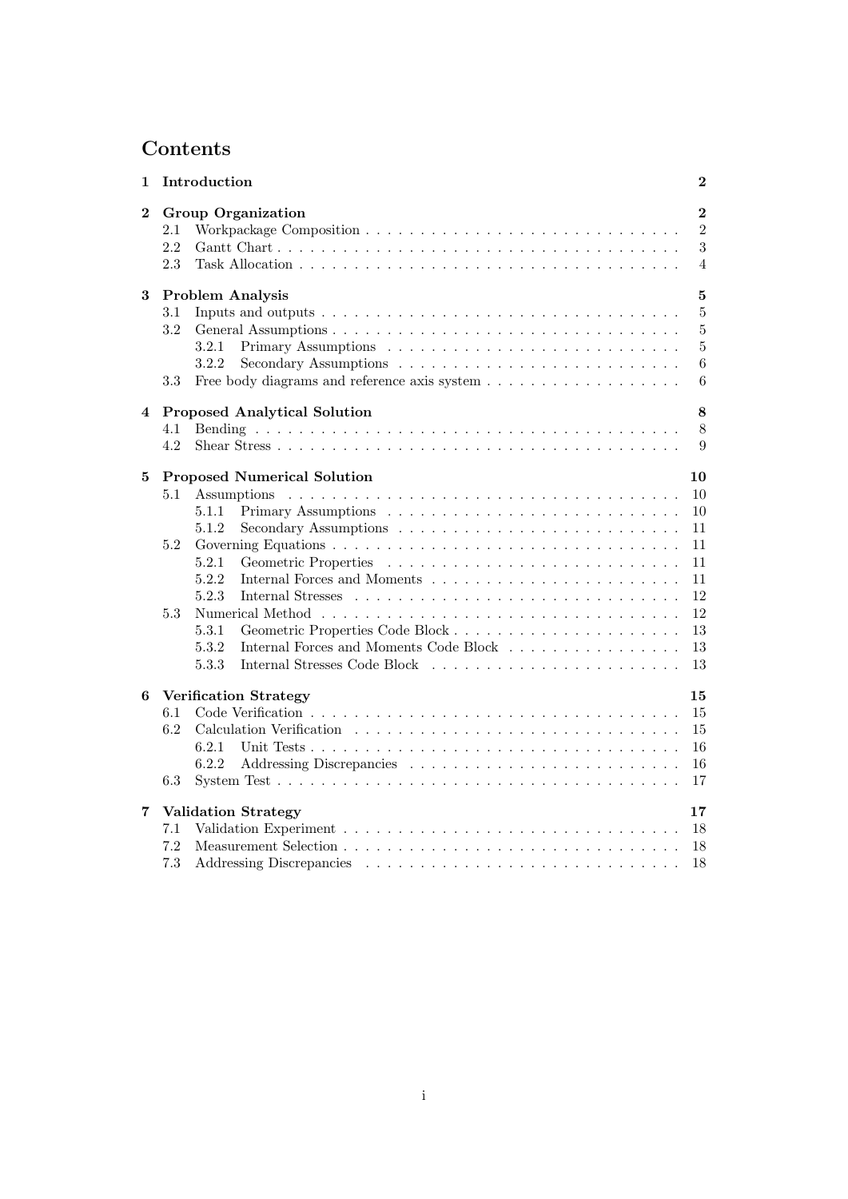# Contents

**1 Introduction** **2**

**2 Group Organization** **2**
- 2.1 Workpackage Composition . . . . . 2
- 2.2 Gantt Chart . . . . . 3
- 2.3 Task Allocation . . . . . 4

**3 Problem Analysis** **5**
- 3.1 Inputs and outputs . . . . . 5
- 3.2 General Assumptions . . . . . 5
  - 3.2.1 Primary Assumptions . . . . . 5
  - 3.2.2 Secondary Assumptions . . . . . 6
- 3.3 Free body diagrams and reference axis system . . . . . 6

**4 Proposed Analytical Solution** **8**
- 4.1 Bending . . . . . 8
- 4.2 Shear Stress . . . . . 9

**5 Proposed Numerical Solution** **10**
- 5.1 Assumptions . . . . . 10
  - 5.1.1 Primary Assumptions . . . . . 10
  - 5.1.2 Secondary Assumptions . . . . . 11
- 5.2 Governing Equations . . . . . 11
  - 5.2.1 Geometric Properties . . . . . 11
  - 5.2.2 Internal Forces and Moments . . . . . 11
  - 5.2.3 Internal Stresses . . . . . 12
- 5.3 Numerical Method . . . . . 12
  - 5.3.1 Geometric Properties Code Block . . . . . 13
  - 5.3.2 Internal Forces and Moments Code Block . . . . . 13
  - 5.3.3 Internal Stresses Code Block . . . . . 13

**6 Verification Strategy** **15**
- 6.1 Code Verification . . . . . 15
- 6.2 Calculation Verification . . . . . 15
  - 6.2.1 Unit Tests . . . . . 16
  - 6.2.2 Addressing Discrepancies . . . . . 16
- 6.3 System Test . . . . . 17

**7 Validation Strategy** **17**
- 7.1 Validation Experiment . . . . . 18
- 7.2 Measurement Selection . . . . . 18
- 7.3 Addressing Discrepancies . . . . . 18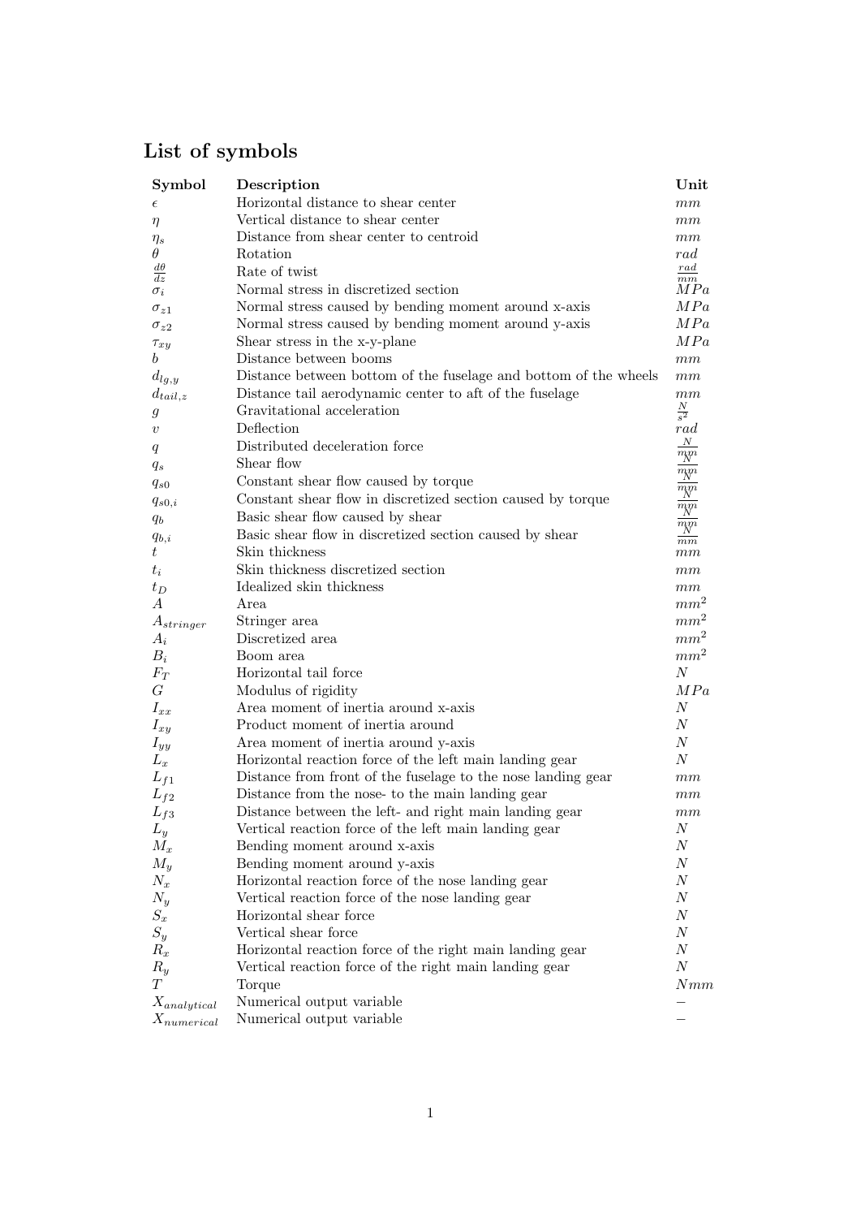# List of symbols

| Symbol | Description | Unit |
| --- | --- | --- |
| $\epsilon$ | Horizontal distance to shear center | $mm$ |
| $\eta$ | Vertical distance to shear center | $mm$ |
| $\eta_s$ | Distance from shear center to centroid | $mm$ |
| $\theta$ | Rotation | $rad$ |
| $\frac{d\theta}{dz}$ | Rate of twist | $\frac{rad}{mm}$ |
| $\sigma_i$ | Normal stress in discretized section | $MPa$ |
| $\sigma_{z1}$ | Normal stress caused by bending moment around x-axis | $MPa$ |
| $\sigma_{z2}$ | Normal stress caused by bending moment around y-axis | $MPa$ |
| $\tau_{xy}$ | Shear stress in the x-y-plane | $MPa$ |
| $b$ | Distance between booms | $mm$ |
| $d_{lg,y}$ | Distance between bottom of the fuselage and bottom of the wheels | $mm$ |
| $d_{tail,z}$ | Distance tail aerodynamic center to aft of the fuselage | $mm$ |
| $g$ | Gravitational acceleration | $\frac{N}{s^2}$ |
| $v$ | Deflection | $rad$ |
| $q$ | Distributed deceleration force | $\frac{N}{mm}$ |
| $q_s$ | Shear flow | $\frac{N}{mm}$ |
| $q_{s0}$ | Constant shear flow caused by torque | $\frac{N}{mm}$ |
| $q_{s0,i}$ | Constant shear flow in discretized section caused by torque | $\frac{N}{mm}$ |
| $q_b$ | Basic shear flow caused by shear | $\frac{N}{mm}$ |
| $q_{b,i}$ | Basic shear flow in discretized section caused by shear | $\frac{N}{mm}$ |
| $t$ | Skin thickness | $mm$ |
| $t_i$ | Skin thickness discretized section | $mm$ |
| $t_D$ | Idealized skin thickness | $mm$ |
| $A$ | Area | $mm^2$ |
| $A_{stringer}$ | Stringer area | $mm^2$ |
| $A_i$ | Discretized area | $mm^2$ |
| $B_i$ | Boom area | $mm^2$ |
| $F_T$ | Horizontal tail force | $N$ |
| $G$ | Modulus of rigidity | $MPa$ |
| $I_{xx}$ | Area moment of inertia around x-axis | $N$ |
| $I_{xy}$ | Product moment of inertia around | $N$ |
| $I_{yy}$ | Area moment of inertia around y-axis | $N$ |
| $L_x$ | Horizontal reaction force of the left main landing gear | $N$ |
| $L_{f1}$ | Distance from front of the fuselage to the nose landing gear | $mm$ |
| $L_{f2}$ | Distance from the nose- to the main landing gear | $mm$ |
| $L_{f3}$ | Distance between the left- and right main landing gear | $mm$ |
| $L_y$ | Vertical reaction force of the left main landing gear | $N$ |
| $M_x$ | Bending moment around x-axis | $N$ |
| $M_y$ | Bending moment around y-axis | $N$ |
| $N_x$ | Horizontal reaction force of the nose landing gear | $N$ |
| $N_y$ | Vertical reaction force of the nose landing gear | $N$ |
| $S_x$ | Horizontal shear force | $N$ |
| $S_y$ | Vertical shear force | $N$ |
| $R_x$ | Horizontal reaction force of the right main landing gear | $N$ |
| $R_y$ | Vertical reaction force of the right main landing gear | $N$ |
| $T$ | Torque | $Nmm$ |
| $X_{analytical}$ | Numerical output variable | $-$ |
| $X_{numerical}$ | Numerical output variable | $-$ |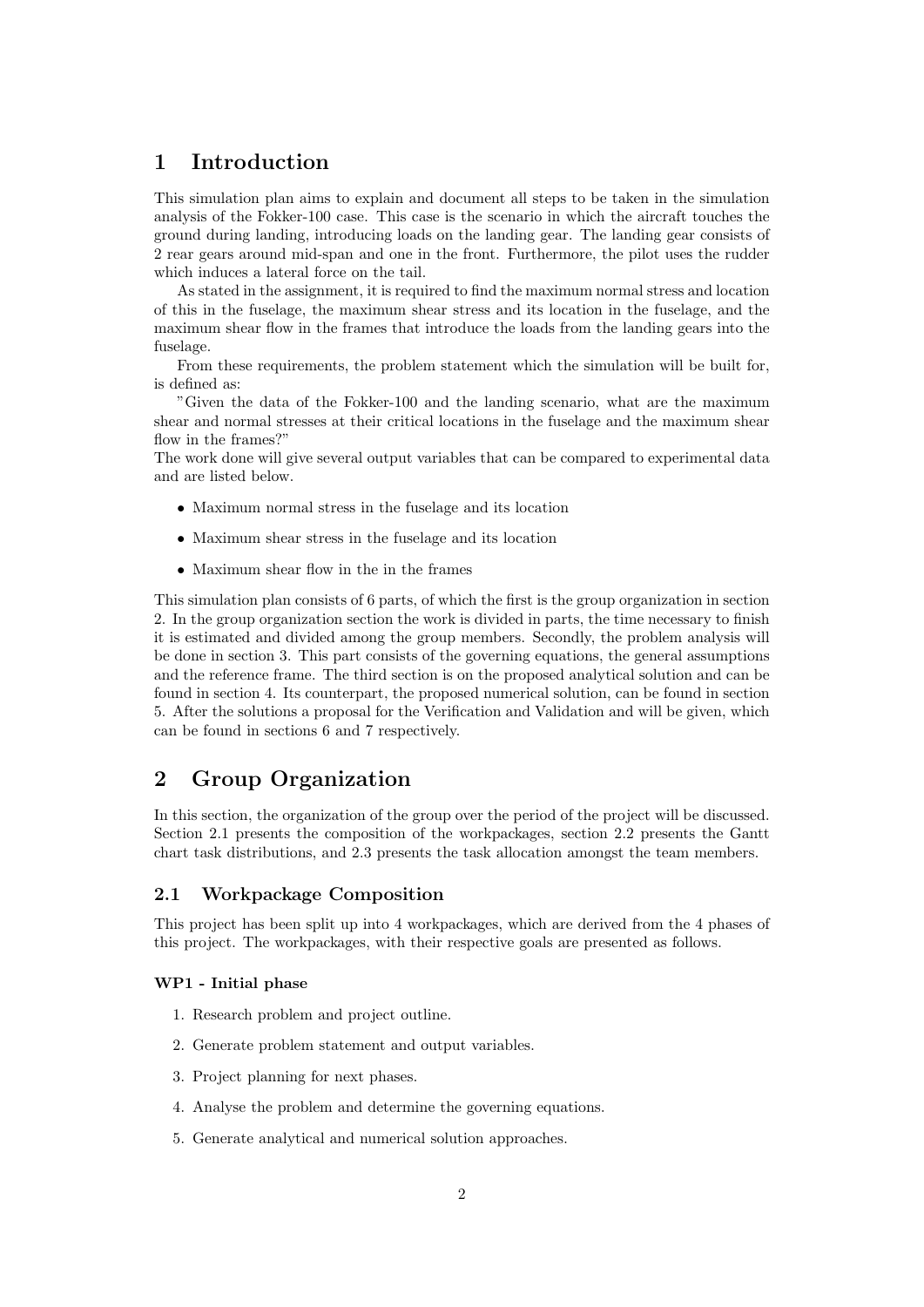# 1 Introduction

This simulation plan aims to explain and document all steps to be taken in the simulation analysis of the Fokker-100 case. This case is the scenario in which the aircraft touches the ground during landing, introducing loads on the landing gear. The landing gear consists of 2 rear gears around mid-span and one in the front. Furthermore, the pilot uses the rudder which induces a lateral force on the tail.

As stated in the assignment, it is required to find the maximum normal stress and location of this in the fuselage, the maximum shear stress and its location in the fuselage, and the maximum shear flow in the frames that introduce the loads from the landing gears into the fuselage.

From these requirements, the problem statement which the simulation will be built for, is defined as:

"Given the data of the Fokker-100 and the landing scenario, what are the maximum shear and normal stresses at their critical locations in the fuselage and the maximum shear flow in the frames?"

The work done will give several output variables that can be compared to experimental data and are listed below.

- Maximum normal stress in the fuselage and its location
- Maximum shear stress in the fuselage and its location
- Maximum shear flow in the in the frames

This simulation plan consists of 6 parts, of which the first is the group organization in section 2. In the group organization section the work is divided in parts, the time necessary to finish it is estimated and divided among the group members. Secondly, the problem analysis will be done in section 3. This part consists of the governing equations, the general assumptions and the reference frame. The third section is on the proposed analytical solution and can be found in section 4. Its counterpart, the proposed numerical solution, can be found in section 5. After the solutions a proposal for the Verification and Validation and will be given, which can be found in sections 6 and 7 respectively.

# 2 Group Organization

In this section, the organization of the group over the period of the project will be discussed. Section 2.1 presents the composition of the workpackages, section 2.2 presents the Gantt chart task distributions, and 2.3 presents the task allocation amongst the team members.

## 2.1 Workpackage Composition

This project has been split up into 4 workpackages, which are derived from the 4 phases of this project. The workpackages, with their respective goals are presented as follows.

**WP1 - Initial phase**

1. Research problem and project outline.
2. Generate problem statement and output variables.
3. Project planning for next phases.
4. Analyse the problem and determine the governing equations.
5. Generate analytical and numerical solution approaches.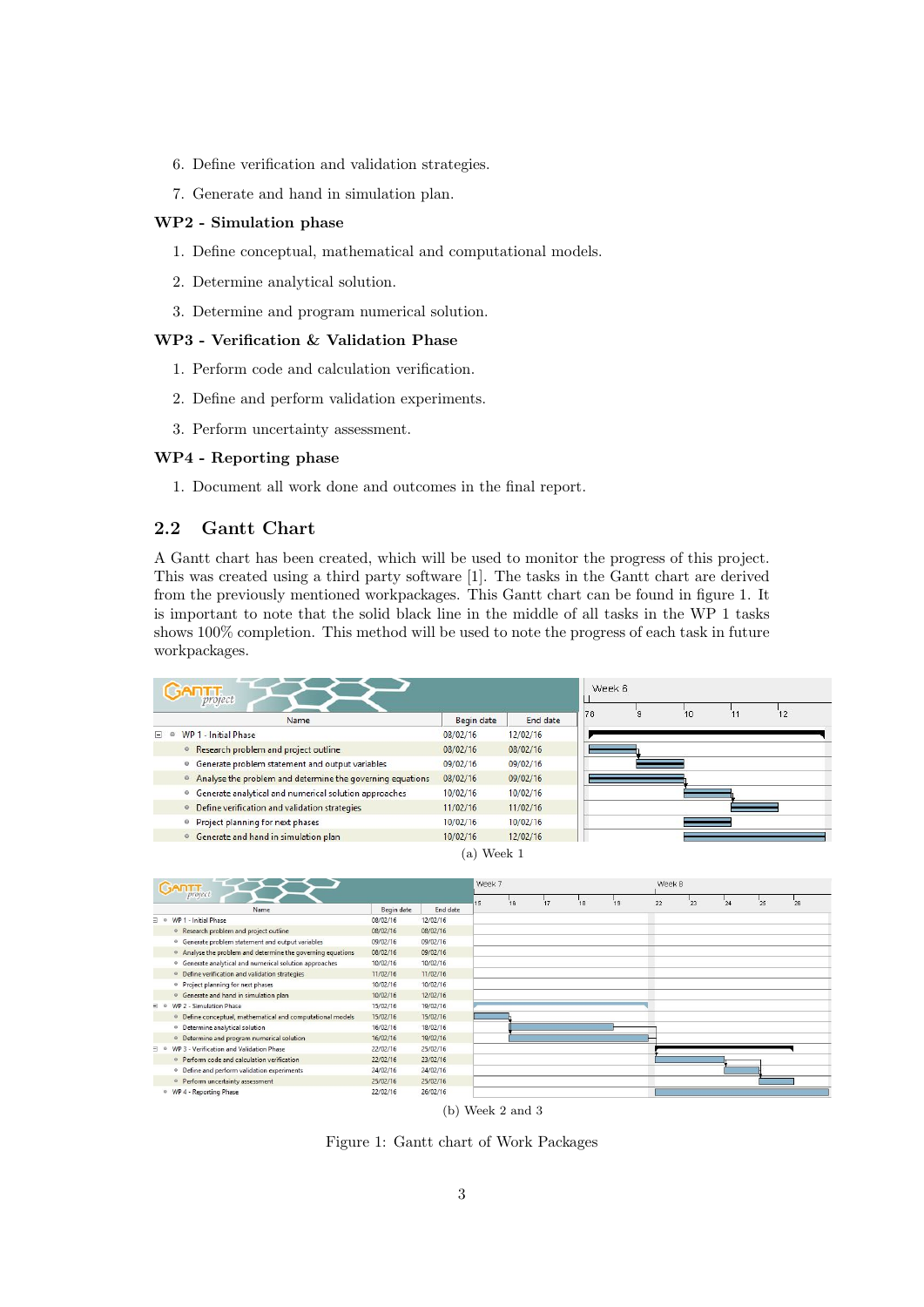6. Define verification and validation strategies.

7. Generate and hand in simulation plan.

**WP2 - Simulation phase**

1. Define conceptual, mathematical and computational models.

2. Determine analytical solution.

3. Determine and program numerical solution.

**WP3 - Verification & Validation Phase**

1. Perform code and calculation verification.

2. Define and perform validation experiments.

3. Perform uncertainty assessment.

**WP4 - Reporting phase**

1. Document all work done and outcomes in the final report.

## 2.2 Gantt Chart

A Gantt chart has been created, which will be used to monitor the progress of this project. This was created using a third party software [1]. The tasks in the Gantt chart are derived from the previously mentioned workpackages. This Gantt chart can be found in figure 1. It is important to note that the solid black line in the middle of all tasks in the WP 1 tasks shows 100% completion. This method will be used to note the progress of each task in future workpackages.

| Name | Begin date | End date |
|---|---|---|
| WP 1 - Initial Phase | 08/02/16 | 12/02/16 |
| Research problem and project outline | 08/02/16 | 08/02/16 |
| Generate problem statement and output variables | 09/02/16 | 09/02/16 |
| Analyse the problem and determine the governing equations | 08/02/16 | 09/02/16 |
| Generate analytical and numerical solution approaches | 10/02/16 | 10/02/16 |
| Define verification and validation strategies | 11/02/16 | 11/02/16 |
| Project planning for next phases | 10/02/16 | 10/02/16 |
| Generate and hand in simulation plan | 10/02/16 | 12/02/16 |

(a) Week 1

| Name | Begin date | End date |
|---|---|---|
| WP 1 - Initial Phase | 08/02/16 | 12/02/16 |
| Research problem and project outline | 08/02/16 | 08/02/16 |
| Generate problem statement and output variables | 09/02/16 | 09/02/16 |
| Analyse the problem and determine the governing equations | 08/02/16 | 09/02/16 |
| Generate analytical and numerical solution approaches | 10/02/16 | 10/02/16 |
| Define verification and validation strategies | 11/02/16 | 11/02/16 |
| Project planning for next phases | 10/02/16 | 10/02/16 |
| Generate and hand in simulation plan | 10/02/16 | 12/02/16 |
| WP 2 - Simulation Phase | 15/02/16 | 19/02/16 |
| Define conceptual, mathematical and computational models | 15/02/16 | 15/02/16 |
| Determine analytical solution | 16/02/16 | 18/02/16 |
| Determine and program numerical solution | 16/02/16 | 19/02/16 |
| WP 3 - Verification and Validation Phase | 22/02/16 | 25/02/16 |
| Perform code and calculation verification | 22/02/16 | 23/02/16 |
| Define and perform validation experiments | 24/02/16 | 24/02/16 |
| Perform uncertainty assessment | 25/02/16 | 25/02/16 |
| WP 4 - Reporting Phase | 22/02/16 | 26/02/16 |

(b) Week 2 and 3

Figure 1: Gantt chart of Work Packages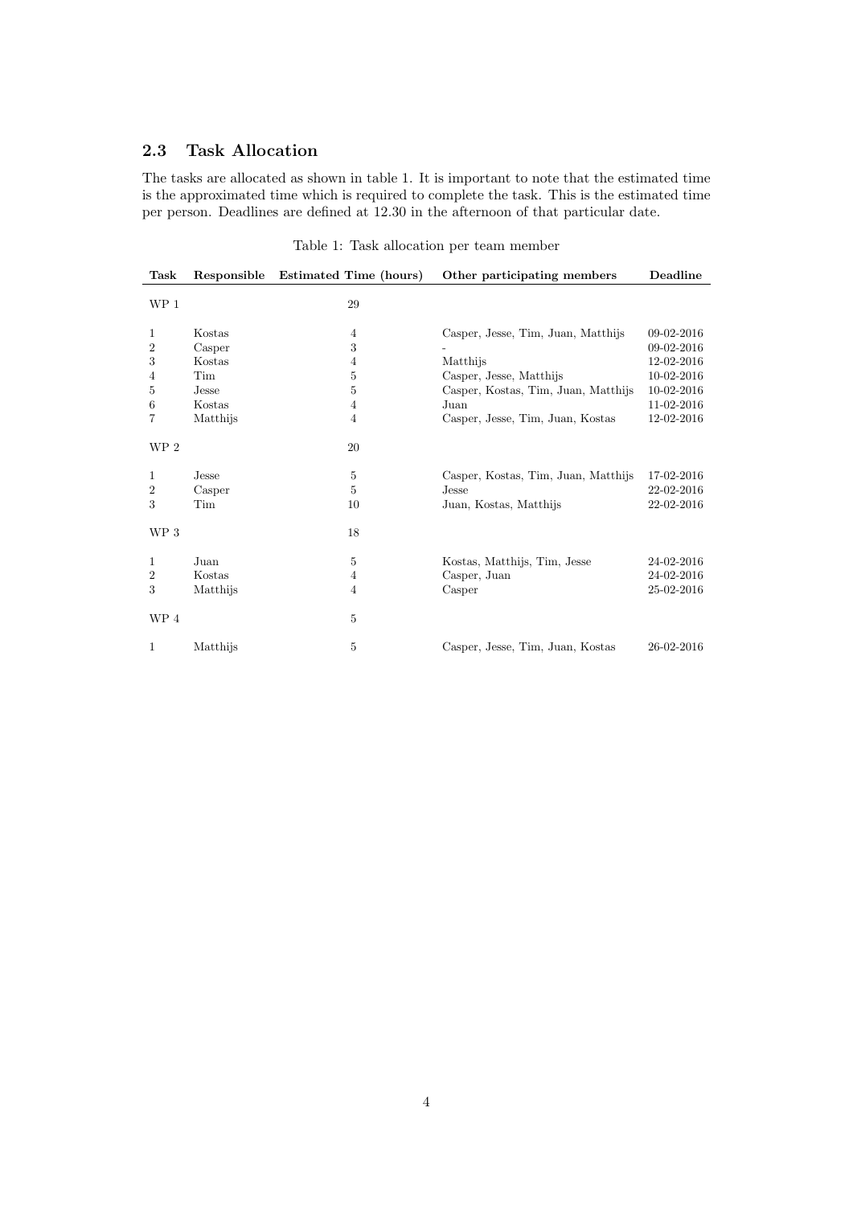### 2.3 Task Allocation

The tasks are allocated as shown in table 1. It is important to note that the estimated time is the approximated time which is required to complete the task. This is the estimated time per person. Deadlines are defined at 12.30 in the afternoon of that particular date.

Table 1: Task allocation per team member

| Task | Responsible | Estimated Time (hours) | Other participating members | Deadline |
|---|---|---|---|---|
| WP 1 | | 29 | | |
| 1 | Kostas | 4 | Casper, Jesse, Tim, Juan, Matthijs | 09-02-2016 |
| 2 | Casper | 3 | - | 09-02-2016 |
| 3 | Kostas | 4 | Matthijs | 12-02-2016 |
| 4 | Tim | 5 | Casper, Jesse, Matthijs | 10-02-2016 |
| 5 | Jesse | 5 | Casper, Kostas, Tim, Juan, Matthijs | 10-02-2016 |
| 6 | Kostas | 4 | Juan | 11-02-2016 |
| 7 | Matthijs | 4 | Casper, Jesse, Tim, Juan, Kostas | 12-02-2016 |
| WP 2 | | 20 | | |
| 1 | Jesse | 5 | Casper, Kostas, Tim, Juan, Matthijs | 17-02-2016 |
| 2 | Casper | 5 | Jesse | 22-02-2016 |
| 3 | Tim | 10 | Juan, Kostas, Matthijs | 22-02-2016 |
| WP 3 | | 18 | | |
| 1 | Juan | 5 | Kostas, Matthijs, Tim, Jesse | 24-02-2016 |
| 2 | Kostas | 4 | Casper, Juan | 24-02-2016 |
| 3 | Matthijs | 4 | Casper | 25-02-2016 |
| WP 4 | | 5 | | |
| 1 | Matthijs | 5 | Casper, Jesse, Tim, Juan, Kostas | 26-02-2016 |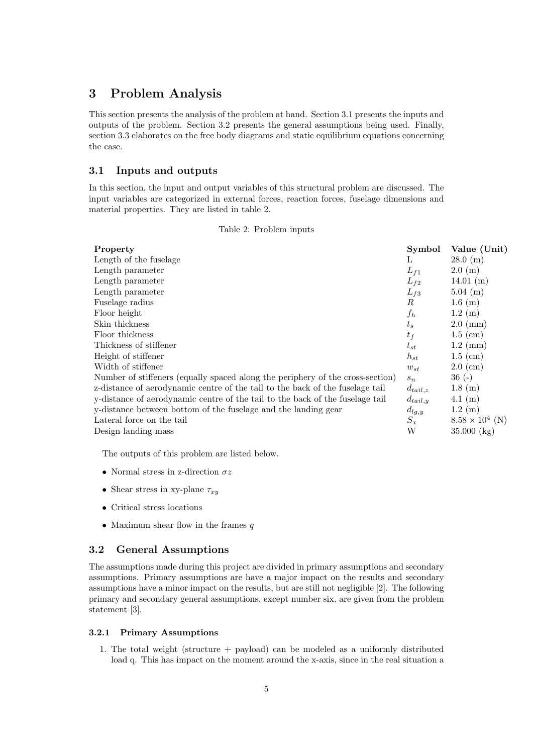# 3 Problem Analysis

This section presents the analysis of the problem at hand. Section 3.1 presents the inputs and outputs of the problem. Section 3.2 presents the general assumptions being used. Finally, section 3.3 elaborates on the free body diagrams and static equilibrium equations concerning the case.

## 3.1 Inputs and outputs

In this section, the input and output variables of this structural problem are discussed. The input variables are categorized in external forces, reaction forces, fuselage dimensions and material properties. They are listed in table 2.

Table 2: Problem inputs

| **Property** | **Symbol** | **Value (Unit)** |
|---|---|---|
| Length of the fuselage | L | 28.0 (m) |
| Length parameter | $L_{f1}$ | 2.0 (m) |
| Length parameter | $L_{f2}$ | 14.01 (m) |
| Length parameter | $L_{f3}$ | 5.04 (m) |
| Fuselage radius | $R$ | 1.6 (m) |
| Floor height | $f_h$ | 1.2 (m) |
| Skin thickness | $t_s$ | 2.0 (mm) |
| Floor thickness | $t_f$ | 1.5 (cm) |
| Thickness of stiffener | $t_{st}$ | 1.2 (mm) |
| Height of stiffener | $h_{st}$ | 1.5 (cm) |
| Width of stiffener | $w_{st}$ | 2.0 (cm) |
| Number of stiffeners (equally spaced along the periphery of the cross-section) | $s_n$ | 36 (-) |
| z-distance of aerodynamic centre of the tail to the back of the fuselage tail | $d_{tail,z}$ | 1.8 (m) |
| y-distance of aerodynamic centre of the tail to the back of the fuselage tail | $d_{tail,y}$ | 4.1 (m) |
| y-distance between bottom of the fuselage and the landing gear | $d_{lg,y}$ | 1.2 (m) |
| Lateral force on the tail | $S_x$ | $8.58 \times 10^4$ (N) |
| Design landing mass | W | 35.000 (kg) |

The outputs of this problem are listed below.

- Normal stress in z-direction $\sigma z$
- Shear stress in xy-plane $\tau_{xy}$
- Critical stress locations
- Maximum shear flow in the frames $q$

## 3.2 General Assumptions

The assumptions made during this project are divided in primary assumptions and secondary assumptions. Primary assumptions are have a major impact on the results and secondary assumptions have a minor impact on the results, but are still not negligible [2]. The following primary and secondary general assumptions, except number six, are given from the problem statement [3].

### 3.2.1 Primary Assumptions

1. The total weight (structure + payload) can be modeled as a uniformly distributed load q. This has impact on the moment around the x-axis, since in the real situation a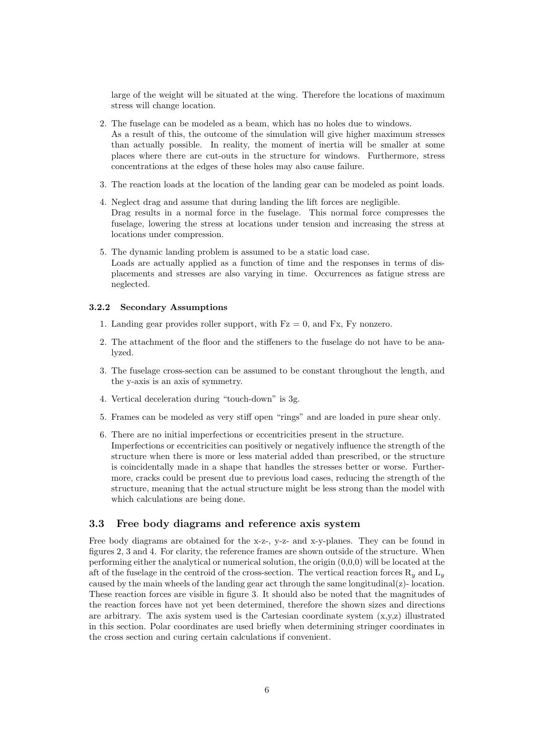large of the weight will be situated at the wing. Therefore the locations of maximum stress will change location.

2. The fuselage can be modeled as a beam, which has no holes due to windows.
   As a result of this, the outcome of the simulation will give higher maximum stresses than actually possible. In reality, the moment of inertia will be smaller at some places where there are cut-outs in the structure for windows. Furthermore, stress concentrations at the edges of these holes may also cause failure.

3. The reaction loads at the location of the landing gear can be modeled as point loads.

4. Neglect drag and assume that during landing the lift forces are negligible.
   Drag results in a normal force in the fuselage. This normal force compresses the fuselage, lowering the stress at locations under tension and increasing the stress at locations under compression.

5. The dynamic landing problem is assumed to be a static load case.
   Loads are actually applied as a function of time and the responses in terms of displacements and stresses are also varying in time. Occurrences as fatigue stress are neglected.

### 3.2.2 Secondary Assumptions

1. Landing gear provides roller support, with Fz = 0, and Fx, Fy nonzero.

2. The attachment of the floor and the stiffeners to the fuselage do not have to be analyzed.

3. The fuselage cross-section can be assumed to be constant throughout the length, and the y-axis is an axis of symmetry.

4. Vertical deceleration during "touch-down" is 3g.

5. Frames can be modeled as very stiff open "rings" and are loaded in pure shear only.

6. There are no initial imperfections or eccentricities present in the structure.
   Imperfections or eccentricities can positively or negatively influence the strength of the structure when there is more or less material added than prescribed, or the structure is coincidentally made in a shape that handles the stresses better or worse. Furthermore, cracks could be present due to previous load cases, reducing the strength of the structure, meaning that the actual structure might be less strong than the model with which calculations are being done.

## 3.3 Free body diagrams and reference axis system

Free body diagrams are obtained for the x-z-, y-z- and x-y-planes. They can be found in figures 2, 3 and 4. For clarity, the reference frames are shown outside of the structure. When performing either the analytical or numerical solution, the origin (0,0,0) will be located at the aft of the fuselage in the centroid of the cross-section. The vertical reaction forces $R_y$ and $L_y$ caused by the main wheels of the landing gear act through the same longitudinal(z)- location. These reaction forces are visible in figure 3. It should also be noted that the magnitudes of the reaction forces have not yet been determined, therefore the shown sizes and directions are arbitrary. The axis system used is the Cartesian coordinate system (x,y,z) illustrated in this section. Polar coordinates are used briefly when determining stringer coordinates in the cross section and curing certain calculations if convenient.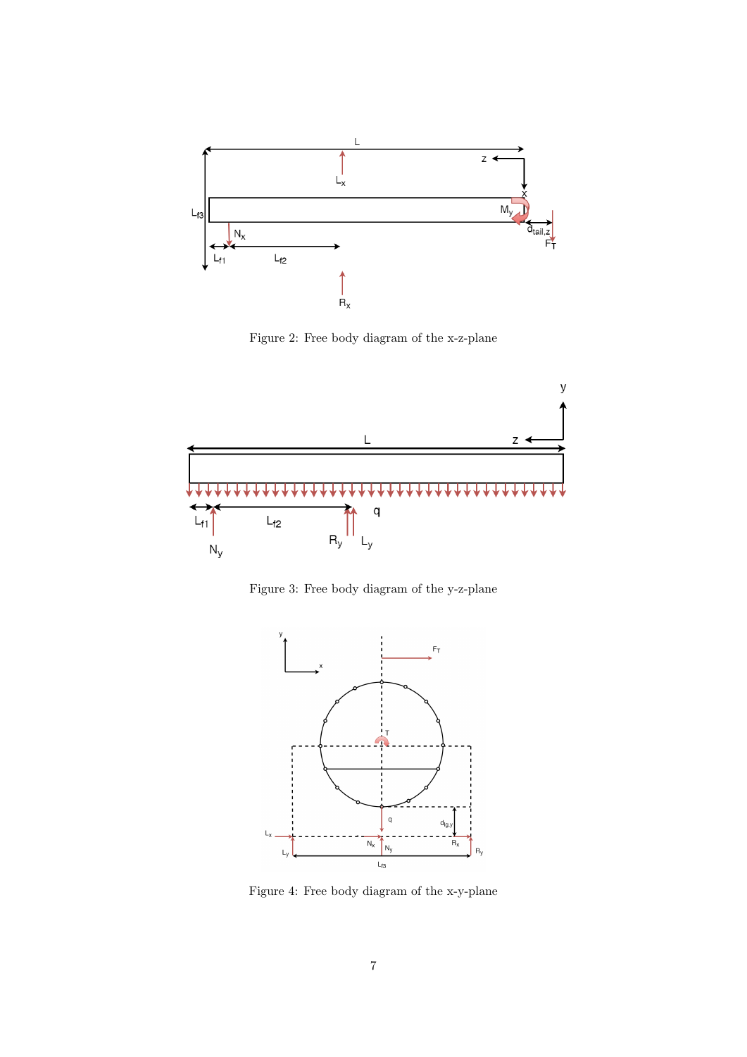Figure 2: Free body diagram of the x-z-plane

Figure 3: Free body diagram of the y-z-plane

Figure 4: Free body diagram of the x-y-plane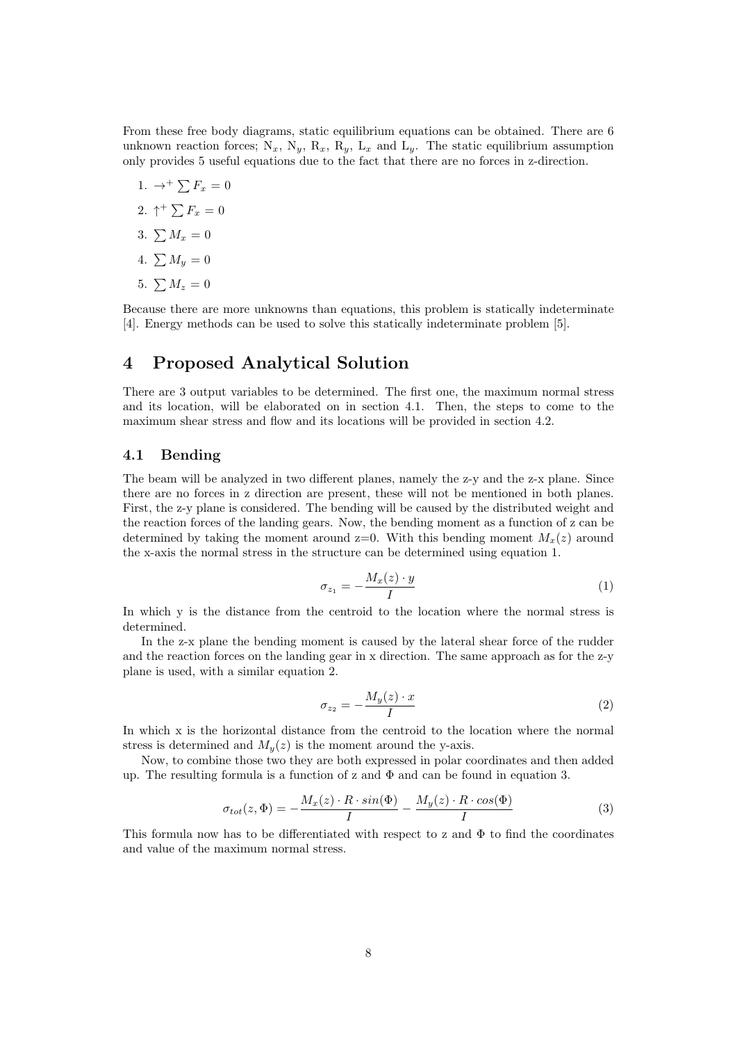From these free body diagrams, static equilibrium equations can be obtained. There are 6 unknown reaction forces; $N_x$, $N_y$, $R_x$, $R_y$, $L_x$ and $L_y$. The static equilibrium assumption only provides 5 useful equations due to the fact that there are no forces in z-direction.

1. $\rightarrow^+ \sum F_x = 0$
2. $\uparrow^+ \sum F_x = 0$
3. $\sum M_x = 0$
4. $\sum M_y = 0$
5. $\sum M_z = 0$

Because there are more unknowns than equations, this problem is statically indeterminate [4]. Energy methods can be used to solve this statically indeterminate problem [5].

# 4 Proposed Analytical Solution

There are 3 output variables to be determined. The first one, the maximum normal stress and its location, will be elaborated on in section 4.1. Then, the steps to come to the maximum shear stress and flow and its locations will be provided in section 4.2.

## 4.1 Bending

The beam will be analyzed in two different planes, namely the z-y and the z-x plane. Since there are no forces in z direction are present, these will not be mentioned in both planes. First, the z-y plane is considered. The bending will be caused by the distributed weight and the reaction forces of the landing gears. Now, the bending moment as a function of z can be determined by taking the moment around z=0. With this bending moment $M_x(z)$ around the x-axis the normal stress in the structure can be determined using equation 1.

$$\sigma_{z_1} = -\frac{M_x(z) \cdot y}{I} \tag{1}$$

In which y is the distance from the centroid to the location where the normal stress is determined.

In the z-x plane the bending moment is caused by the lateral shear force of the rudder and the reaction forces on the landing gear in x direction. The same approach as for the z-y plane is used, with a similar equation 2.

$$\sigma_{z_2} = -\frac{M_y(z) \cdot x}{I} \tag{2}$$

In which x is the horizontal distance from the centroid to the location where the normal stress is determined and $M_y(z)$ is the moment around the y-axis.

Now, to combine those two they are both expressed in polar coordinates and then added up. The resulting formula is a function of z and $\Phi$ and can be found in equation 3.

$$\sigma_{tot}(z, \Phi) = -\frac{M_x(z) \cdot R \cdot sin(\Phi)}{I} - \frac{M_y(z) \cdot R \cdot cos(\Phi)}{I} \tag{3}$$

This formula now has to be differentiated with respect to z and $\Phi$ to find the coordinates and value of the maximum normal stress.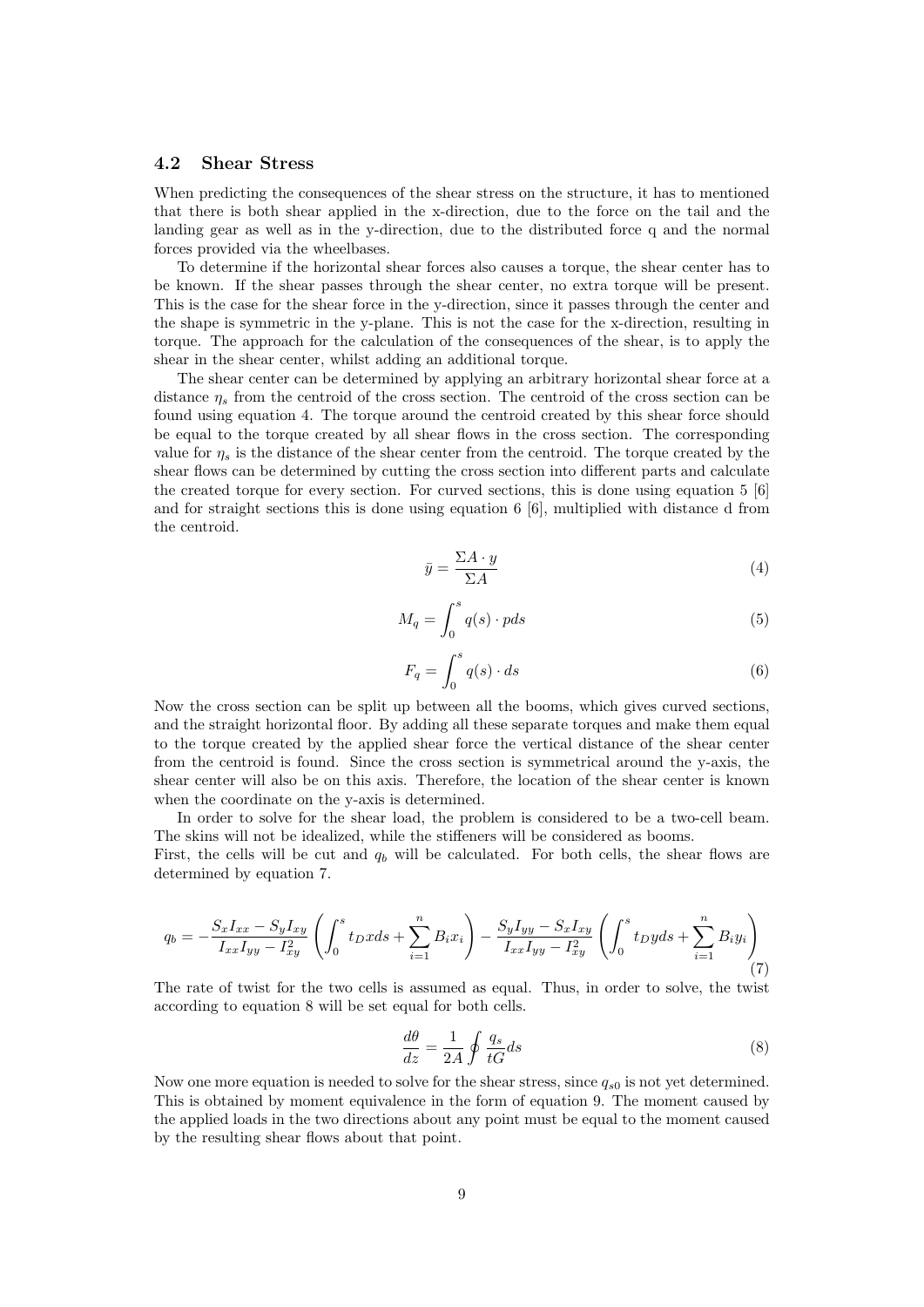### 4.2 Shear Stress

When predicting the consequences of the shear stress on the structure, it has to mentioned that there is both shear applied in the x-direction, due to the force on the tail and the landing gear as well as in the y-direction, due to the distributed force q and the normal forces provided via the wheelbases.

To determine if the horizontal shear forces also causes a torque, the shear center has to be known. If the shear passes through the shear center, no extra torque will be present. This is the case for the shear force in the y-direction, since it passes through the center and the shape is symmetric in the y-plane. This is not the case for the x-direction, resulting in torque. The approach for the calculation of the consequences of the shear, is to apply the shear in the shear center, whilst adding an additional torque.

The shear center can be determined by applying an arbitrary horizontal shear force at a distance $\eta_s$ from the centroid of the cross section. The centroid of the cross section can be found using equation 4. The torque around the centroid created by this shear force should be equal to the torque created by all shear flows in the cross section. The corresponding value for $\eta_s$ is the distance of the shear center from the centroid. The torque created by the shear flows can be determined by cutting the cross section into different parts and calculate the created torque for every section. For curved sections, this is done using equation 5 [6] and for straight sections this is done using equation 6 [6], multiplied with distance d from the centroid.

$$\bar{y} = \frac{\Sigma A \cdot y}{\Sigma A} \tag{4}$$

$$M_q = \int_0^s q(s) \cdot p ds \tag{5}$$

$$F_q = \int_0^s q(s) \cdot ds \tag{6}$$

Now the cross section can be split up between all the booms, which gives curved sections, and the straight horizontal floor. By adding all these separate torques and make them equal to the torque created by the applied shear force the vertical distance of the shear center from the centroid is found. Since the cross section is symmetrical around the y-axis, the shear center will also be on this axis. Therefore, the location of the shear center is known when the coordinate on the y-axis is determined.

In order to solve for the shear load, the problem is considered to be a two-cell beam. The skins will not be idealized, while the stiffeners will be considered as booms.
First, the cells will be cut and $q_b$ will be calculated. For both cells, the shear flows are determined by equation 7.

$$q_b = -\frac{S_x I_{xx} - S_y I_{xy}}{I_{xx} I_{yy} - I_{xy}^2} \left( \int_0^s t_D x ds + \sum_{i=1}^{n} B_i x_i \right) - \frac{S_y I_{yy} - S_x I_{xy}}{I_{xx} I_{yy} - I_{xy}^2} \left( \int_0^s t_D y ds + \sum_{i=1}^{n} B_i y_i \right) \tag{7}$$

The rate of twist for the two cells is assumed as equal. Thus, in order to solve, the twist according to equation 8 will be set equal for both cells.

$$\frac{d\theta}{dz} = \frac{1}{2A} \oint \frac{q_s}{tG} ds \tag{8}$$

Now one more equation is needed to solve for the shear stress, since $q_{s0}$ is not yet determined. This is obtained by moment equivalence in the form of equation 9. The moment caused by the applied loads in the two directions about any point must be equal to the moment caused by the resulting shear flows about that point.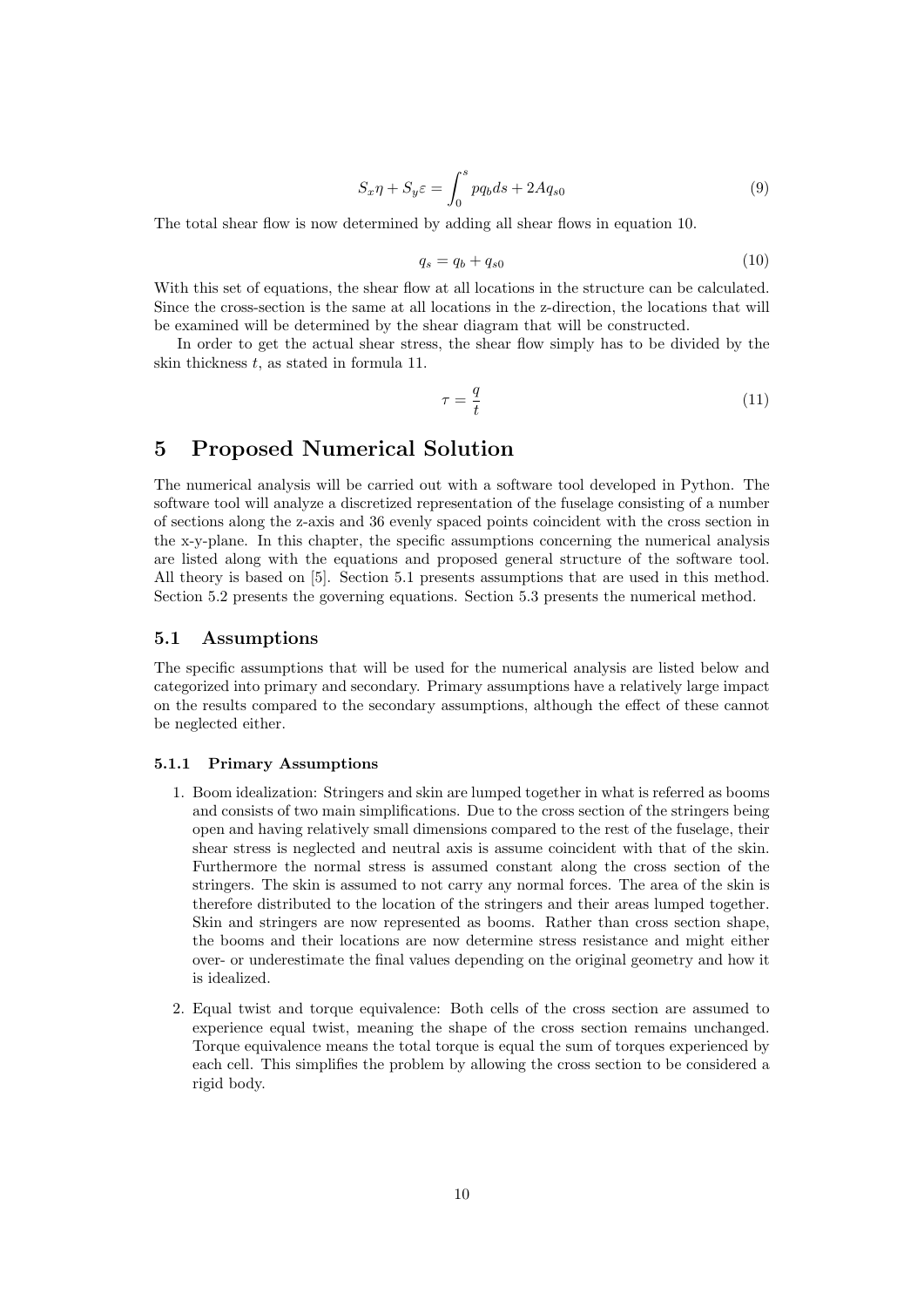$$S_x \eta + S_y \varepsilon = \int_0^s p q_b ds + 2A q_{s0} \tag{9}$$

The total shear flow is now determined by adding all shear flows in equation 10.

$$q_s = q_b + q_{s0} \tag{10}$$

With this set of equations, the shear flow at all locations in the structure can be calculated. Since the cross-section is the same at all locations in the z-direction, the locations that will be examined will be determined by the shear diagram that will be constructed.

In order to get the actual shear stress, the shear flow simply has to be divided by the skin thickness $t$, as stated in formula 11.

$$\tau = \frac{q}{t} \tag{11}$$

# 5 Proposed Numerical Solution

The numerical analysis will be carried out with a software tool developed in Python. The software tool will analyze a discretized representation of the fuselage consisting of a number of sections along the z-axis and 36 evenly spaced points coincident with the cross section in the x-y-plane. In this chapter, the specific assumptions concerning the numerical analysis are listed along with the equations and proposed general structure of the software tool. All theory is based on [5]. Section 5.1 presents assumptions that are used in this method. Section 5.2 presents the governing equations. Section 5.3 presents the numerical method.

## 5.1 Assumptions

The specific assumptions that will be used for the numerical analysis are listed below and categorized into primary and secondary. Primary assumptions have a relatively large impact on the results compared to the secondary assumptions, although the effect of these cannot be neglected either.

### 5.1.1 Primary Assumptions

1. Boom idealization: Stringers and skin are lumped together in what is referred as booms and consists of two main simplifications. Due to the cross section of the stringers being open and having relatively small dimensions compared to the rest of the fuselage, their shear stress is neglected and neutral axis is assume coincident with that of the skin. Furthermore the normal stress is assumed constant along the cross section of the stringers. The skin is assumed to not carry any normal forces. The area of the skin is therefore distributed to the location of the stringers and their areas lumped together. Skin and stringers are now represented as booms. Rather than cross section shape, the booms and their locations are now determine stress resistance and might either over- or underestimate the final values depending on the original geometry and how it is idealized.
2. Equal twist and torque equivalence: Both cells of the cross section are assumed to experience equal twist, meaning the shape of the cross section remains unchanged. Torque equivalence means the total torque is equal the sum of torques experienced by each cell. This simplifies the problem by allowing the cross section to be considered a rigid body.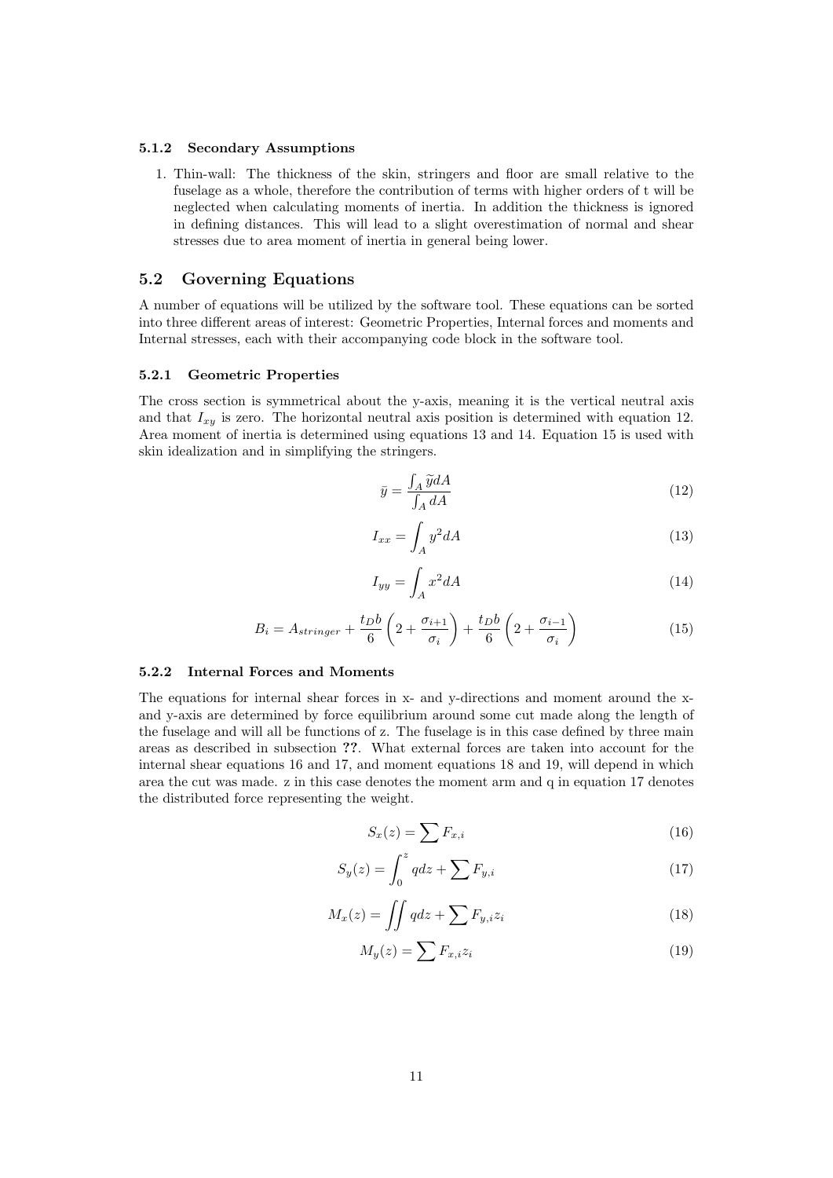#### 5.1.2 Secondary Assumptions

1. Thin-wall: The thickness of the skin, stringers and floor are small relative to the fuselage as a whole, therefore the contribution of terms with higher orders of t will be neglected when calculating moments of inertia. In addition the thickness is ignored in defining distances. This will lead to a slight overestimation of normal and shear stresses due to area moment of inertia in general being lower.

## 5.2 Governing Equations

A number of equations will be utilized by the software tool. These equations can be sorted into three different areas of interest: Geometric Properties, Internal forces and moments and Internal stresses, each with their accompanying code block in the software tool.

### 5.2.1 Geometric Properties

The cross section is symmetrical about the y-axis, meaning it is the vertical neutral axis and that $I_{xy}$ is zero. The horizontal neutral axis position is determined with equation 12. Area moment of inertia is determined using equations 13 and 14. Equation 15 is used with skin idealization and in simplifying the stringers.

$$\bar{y} = \frac{\int_A \widetilde{y} dA}{\int_A dA} \tag{12}$$

$$I_{xx} = \int_A y^2 dA \tag{13}$$

$$I_{yy} = \int_A x^2 dA \tag{14}$$

$$B_i = A_{stringer} + \frac{t_D b}{6}\left(2 + \frac{\sigma_{i+1}}{\sigma_i}\right) + \frac{t_D b}{6}\left(2 + \frac{\sigma_{i-1}}{\sigma_i}\right) \tag{15}$$

### 5.2.2 Internal Forces and Moments

The equations for internal shear forces in x- and y-directions and moment around the x- and y-axis are determined by force equilibrium around some cut made along the length of the fuselage and will all be functions of z. The fuselage is in this case defined by three main areas as described in subsection **??**. What external forces are taken into account for the internal shear equations 16 and 17, and moment equations 18 and 19, will depend in which area the cut was made. z in this case denotes the moment arm and q in equation 17 denotes the distributed force representing the weight.

$$S_x(z) = \sum F_{x,i} \tag{16}$$

$$S_y(z) = \int_0^z q dz + \sum F_{y,i} \tag{17}$$

$$M_x(z) = \iint q dz + \sum F_{y,i} z_i \tag{18}$$

$$M_y(z) = \sum F_{x,i} z_i \tag{19}$$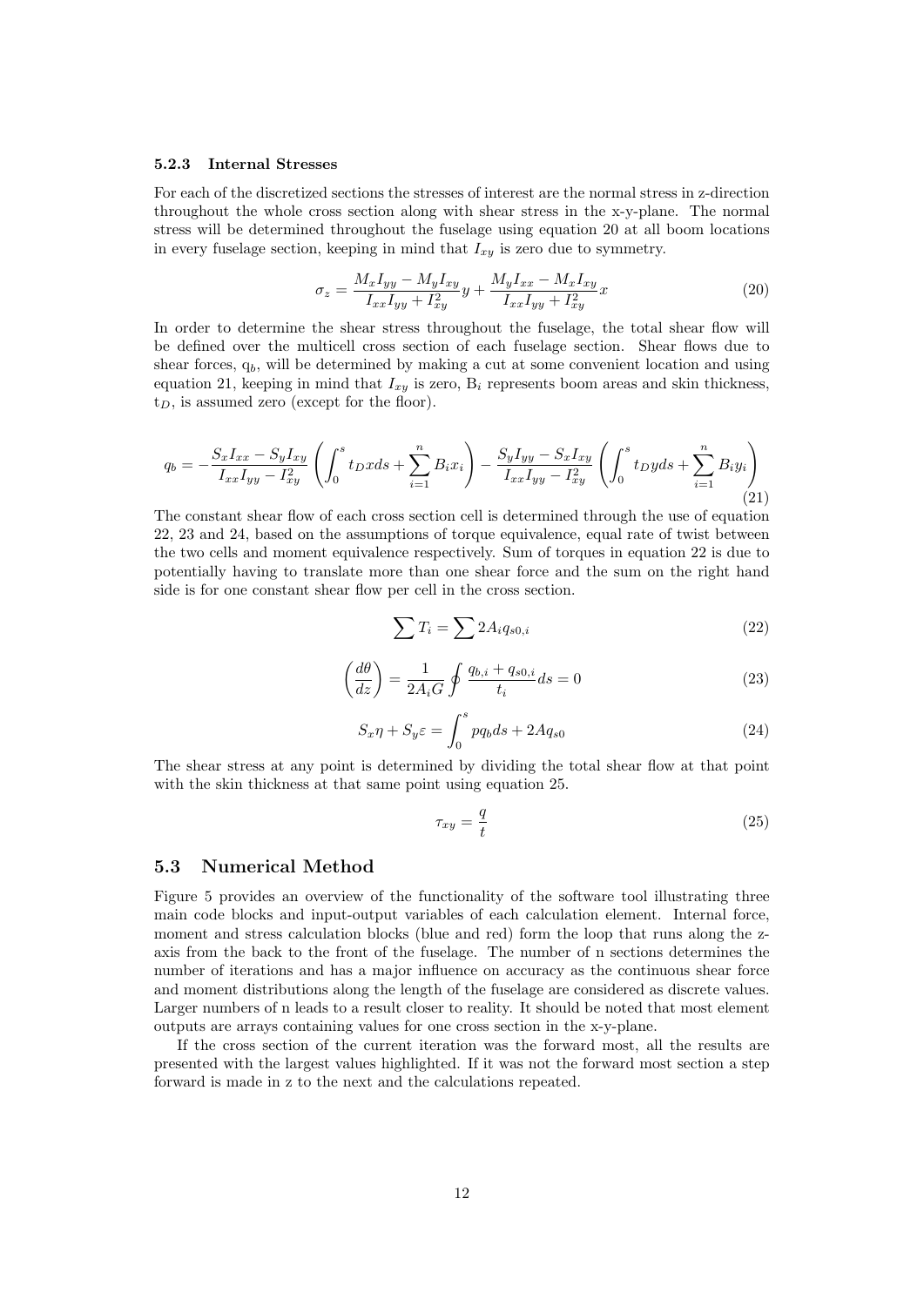#### 5.2.3 Internal Stresses

For each of the discretized sections the stresses of interest are the normal stress in z-direction throughout the whole cross section along with shear stress in the x-y-plane. The normal stress will be determined throughout the fuselage using equation 20 at all boom locations in every fuselage section, keeping in mind that $I_{xy}$ is zero due to symmetry.

$$\sigma_z = \frac{M_x I_{yy} - M_y I_{xy}}{I_{xx} I_{yy} + I_{xy}^2} y + \frac{M_y I_{xx} - M_x I_{xy}}{I_{xx} I_{yy} + I_{xy}^2} x \tag{20}$$

In order to determine the shear stress throughout the fuselage, the total shear flow will be defined over the multicell cross section of each fuselage section. Shear flows due to shear forces, $q_b$, will be determined by making a cut at some convenient location and using equation 21, keeping in mind that $I_{xy}$ is zero, $B_i$ represents boom areas and skin thickness, $t_D$, is assumed zero (except for the floor).

$$q_b = -\frac{S_x I_{xx} - S_y I_{xy}}{I_{xx} I_{yy} - I_{xy}^2} \left( \int_0^s t_D x ds + \sum_{i=1}^{n} B_i x_i \right) - \frac{S_y I_{yy} - S_x I_{xy}}{I_{xx} I_{yy} - I_{xy}^2} \left( \int_0^s t_D y ds + \sum_{i=1}^{n} B_i y_i \right) \tag{21}$$

The constant shear flow of each cross section cell is determined through the use of equation 22, 23 and 24, based on the assumptions of torque equivalence, equal rate of twist between the two cells and moment equivalence respectively. Sum of torques in equation 22 is due to potentially having to translate more than one shear force and the sum on the right hand side is for one constant shear flow per cell in the cross section.

$$\sum T_i = \sum 2 A_i q_{s0,i} \tag{22}$$

$$\left( \frac{d\theta}{dz} \right) = \frac{1}{2 A_i G} \oint \frac{q_{b,i} + q_{s0,i}}{t_i} ds = 0 \tag{23}$$

$$S_x \eta + S_y \varepsilon = \int_0^s p q_b ds + 2 A q_{s0} \tag{24}$$

The shear stress at any point is determined by dividing the total shear flow at that point with the skin thickness at that same point using equation 25.

$$\tau_{xy} = \frac{q}{t} \tag{25}$$

### 5.3 Numerical Method

Figure 5 provides an overview of the functionality of the software tool illustrating three main code blocks and input-output variables of each calculation element. Internal force, moment and stress calculation blocks (blue and red) form the loop that runs along the z-axis from the back to the front of the fuselage. The number of n sections determines the number of iterations and has a major influence on accuracy as the continuous shear force and moment distributions along the length of the fuselage are considered as discrete values. Larger numbers of n leads to a result closer to reality. It should be noted that most element outputs are arrays containing values for one cross section in the x-y-plane.

If the cross section of the current iteration was the forward most, all the results are presented with the largest values highlighted. If it was not the forward most section a step forward is made in z to the next and the calculations repeated.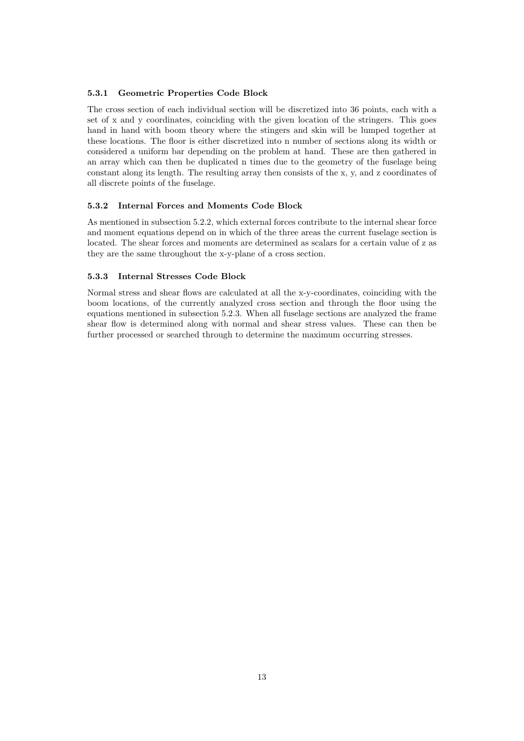#### 5.3.1 Geometric Properties Code Block

The cross section of each individual section will be discretized into 36 points, each with a set of x and y coordinates, coinciding with the given location of the stringers. This goes hand in hand with boom theory where the stingers and skin will be lumped together at these locations. The floor is either discretized into n number of sections along its width or considered a uniform bar depending on the problem at hand. These are then gathered in an array which can then be duplicated n times due to the geometry of the fuselage being constant along its length. The resulting array then consists of the x, y, and z coordinates of all discrete points of the fuselage.

#### 5.3.2 Internal Forces and Moments Code Block

As mentioned in subsection 5.2.2, which external forces contribute to the internal shear force and moment equations depend on in which of the three areas the current fuselage section is located. The shear forces and moments are determined as scalars for a certain value of z as they are the same throughout the x-y-plane of a cross section.

#### 5.3.3 Internal Stresses Code Block

Normal stress and shear flows are calculated at all the x-y-coordinates, coinciding with the boom locations, of the currently analyzed cross section and through the floor using the equations mentioned in subsection 5.2.3. When all fuselage sections are analyzed the frame shear flow is determined along with normal and shear stress values. These can then be further processed or searched through to determine the maximum occurring stresses.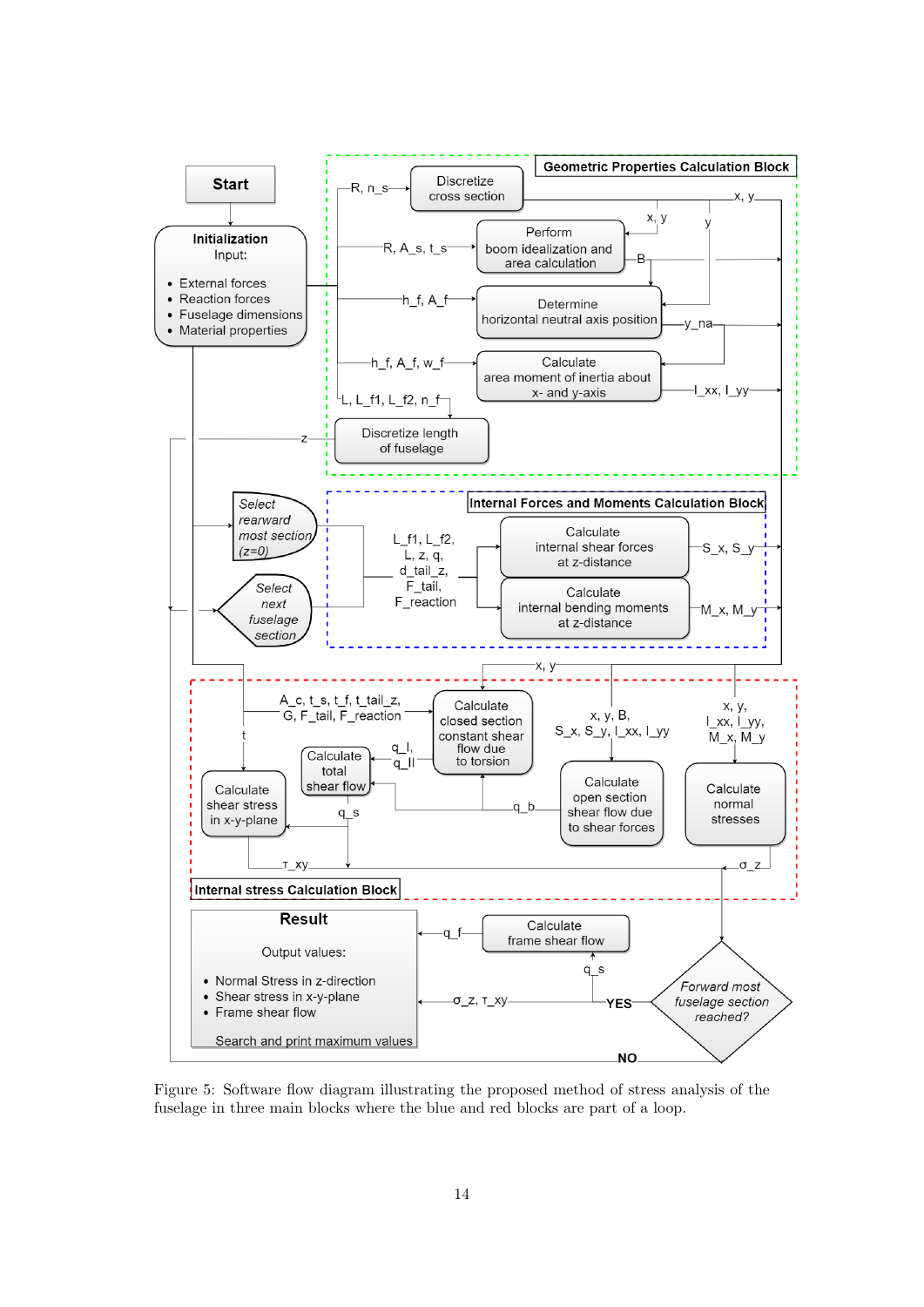Figure 5: Software flow diagram illustrating the proposed method of stress analysis of the fuselage in three main blocks where the blue and red blocks are part of a loop.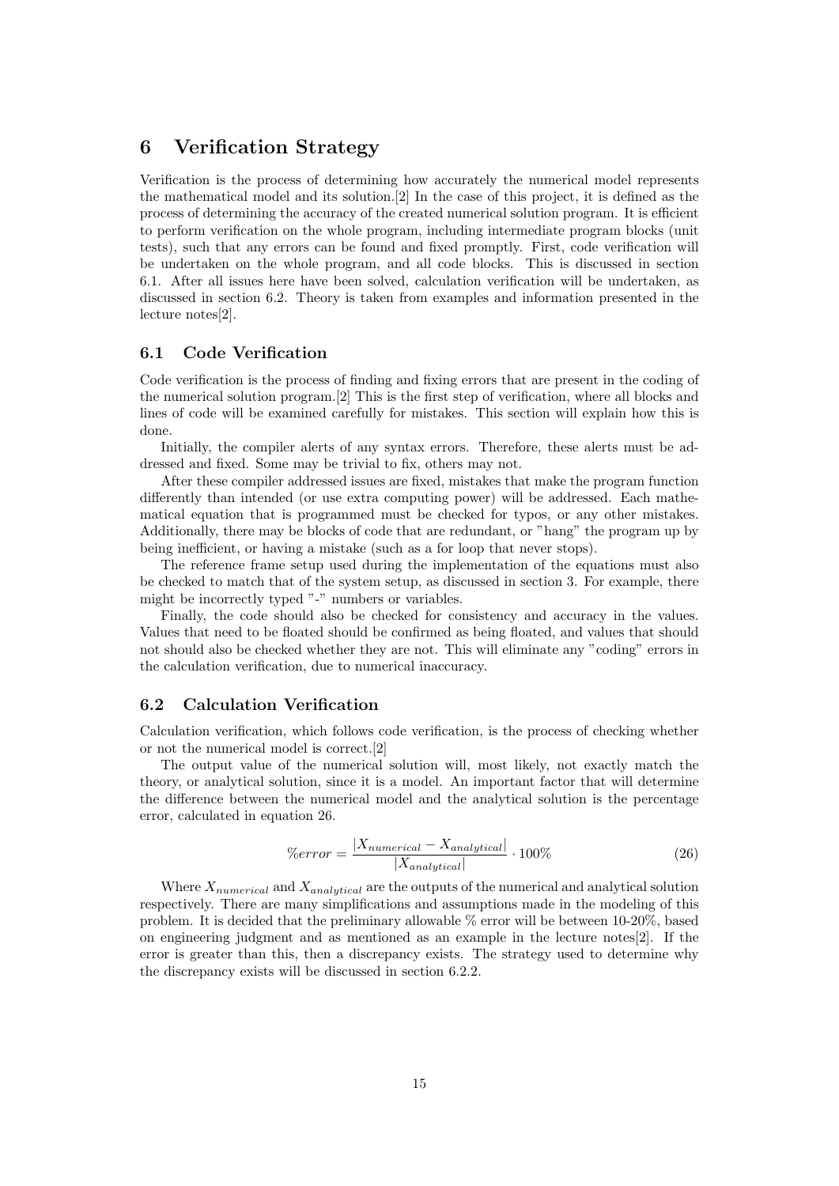# 6 Verification Strategy

Verification is the process of determining how accurately the numerical model represents the mathematical model and its solution.[2] In the case of this project, it is defined as the process of determining the accuracy of the created numerical solution program. It is efficient to perform verification on the whole program, including intermediate program blocks (unit tests), such that any errors can be found and fixed promptly. First, code verification will be undertaken on the whole program, and all code blocks. This is discussed in section 6.1. After all issues here have been solved, calculation verification will be undertaken, as discussed in section 6.2. Theory is taken from examples and information presented in the lecture notes[2].

## 6.1 Code Verification

Code verification is the process of finding and fixing errors that are present in the coding of the numerical solution program.[2] This is the first step of verification, where all blocks and lines of code will be examined carefully for mistakes. This section will explain how this is done.

Initially, the compiler alerts of any syntax errors. Therefore, these alerts must be addressed and fixed. Some may be trivial to fix, others may not.

After these compiler addressed issues are fixed, mistakes that make the program function differently than intended (or use extra computing power) will be addressed. Each mathematical equation that is programmed must be checked for typos, or any other mistakes. Additionally, there may be blocks of code that are redundant, or "hang" the program up by being inefficient, or having a mistake (such as a for loop that never stops).

The reference frame setup used during the implementation of the equations must also be checked to match that of the system setup, as discussed in section 3. For example, there might be incorrectly typed "-" numbers or variables.

Finally, the code should also be checked for consistency and accuracy in the values. Values that need to be floated should be confirmed as being floated, and values that should not should also be checked whether they are not. This will eliminate any "coding" errors in the calculation verification, due to numerical inaccuracy.

## 6.2 Calculation Verification

Calculation verification, which follows code verification, is the process of checking whether or not the numerical model is correct.[2]

The output value of the numerical solution will, most likely, not exactly match the theory, or analytical solution, since it is a model. An important factor that will determine the difference between the numerical model and the analytical solution is the percentage error, calculated in equation 26.

$$\%error = \frac{|X_{numerical} - X_{analytical}|}{|X_{analytical}|} \cdot 100\% \tag{26}$$

Where $X_{numerical}$ and $X_{analytical}$ are the outputs of the numerical and analytical solution respectively. There are many simplifications and assumptions made in the modeling of this problem. It is decided that the preliminary allowable % error will be between 10-20%, based on engineering judgment and as mentioned as an example in the lecture notes[2]. If the error is greater than this, then a discrepancy exists. The strategy used to determine why the discrepancy exists will be discussed in section 6.2.2.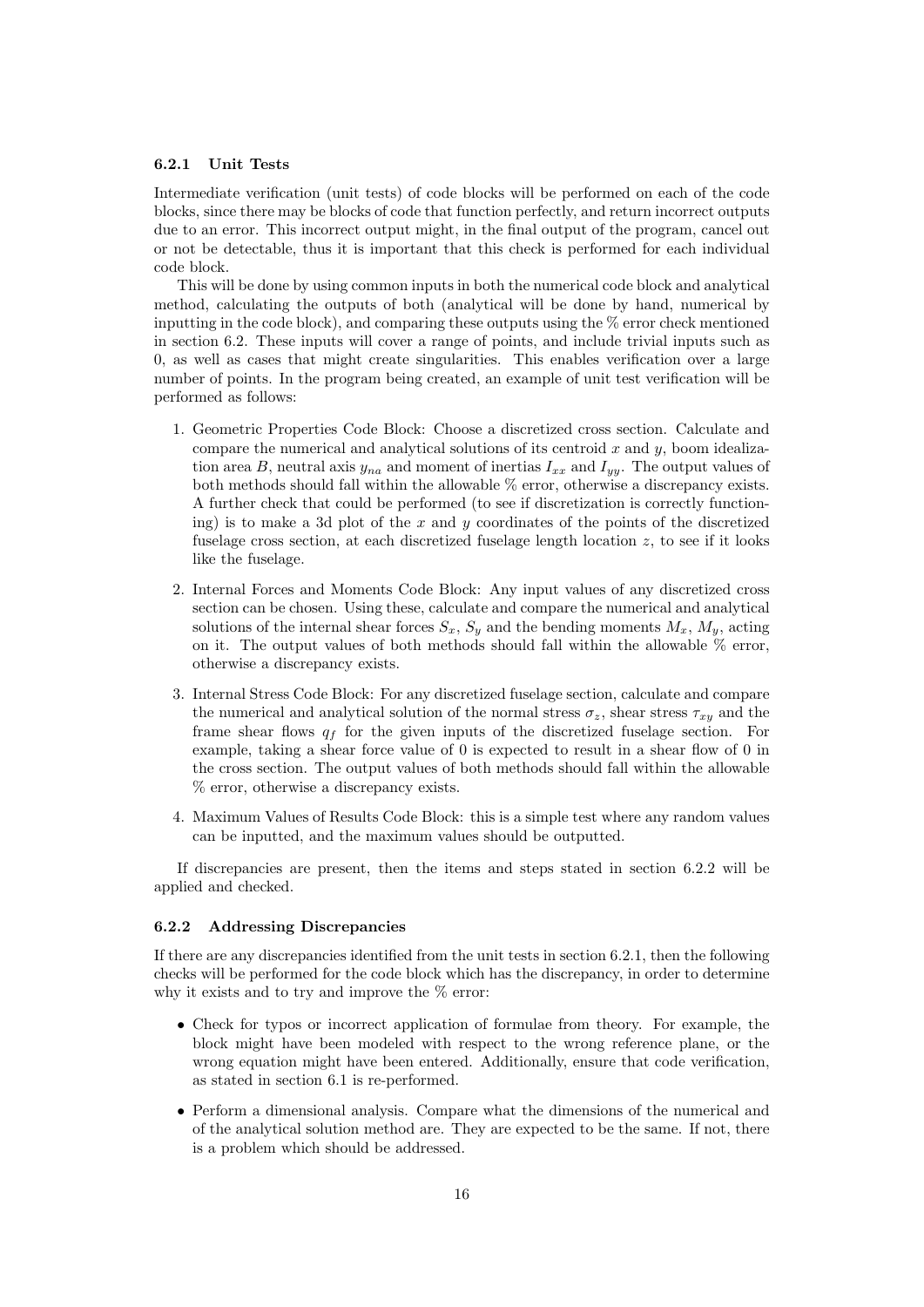### 6.2.1 Unit Tests

Intermediate verification (unit tests) of code blocks will be performed on each of the code blocks, since there may be blocks of code that function perfectly, and return incorrect outputs due to an error. This incorrect output might, in the final output of the program, cancel out or not be detectable, thus it is important that this check is performed for each individual code block.

This will be done by using common inputs in both the numerical code block and analytical method, calculating the outputs of both (analytical will be done by hand, numerical by inputting in the code block), and comparing these outputs using the % error check mentioned in section 6.2. These inputs will cover a range of points, and include trivial inputs such as 0, as well as cases that might create singularities. This enables verification over a large number of points. In the program being created, an example of unit test verification will be performed as follows:

1. Geometric Properties Code Block: Choose a discretized cross section. Calculate and compare the numerical and analytical solutions of its centroid $x$ and $y$, boom idealization area $B$, neutral axis $y_{na}$ and moment of inertias $I_{xx}$ and $I_{yy}$. The output values of both methods should fall within the allowable % error, otherwise a discrepancy exists. A further check that could be performed (to see if discretization is correctly functioning) is to make a 3d plot of the $x$ and $y$ coordinates of the points of the discretized fuselage cross section, at each discretized fuselage length location $z$, to see if it looks like the fuselage.
2. Internal Forces and Moments Code Block: Any input values of any discretized cross section can be chosen. Using these, calculate and compare the numerical and analytical solutions of the internal shear forces $S_x$, $S_y$ and the bending moments $M_x$, $M_y$, acting on it. The output values of both methods should fall within the allowable % error, otherwise a discrepancy exists.
3. Internal Stress Code Block: For any discretized fuselage section, calculate and compare the numerical and analytical solution of the normal stress $\sigma_z$, shear stress $\tau_{xy}$ and the frame shear flows $q_f$ for the given inputs of the discretized fuselage section. For example, taking a shear force value of 0 is expected to result in a shear flow of 0 in the cross section. The output values of both methods should fall within the allowable % error, otherwise a discrepancy exists.
4. Maximum Values of Results Code Block: this is a simple test where any random values can be inputted, and the maximum values should be outputted.

If discrepancies are present, then the items and steps stated in section 6.2.2 will be applied and checked.

### 6.2.2 Addressing Discrepancies

If there are any discrepancies identified from the unit tests in section 6.2.1, then the following checks will be performed for the code block which has the discrepancy, in order to determine why it exists and to try and improve the % error:

- Check for typos or incorrect application of formulae from theory. For example, the block might have been modeled with respect to the wrong reference plane, or the wrong equation might have been entered. Additionally, ensure that code verification, as stated in section 6.1 is re-performed.
- Perform a dimensional analysis. Compare what the dimensions of the numerical and of the analytical solution method are. They are expected to be the same. If not, there is a problem which should be addressed.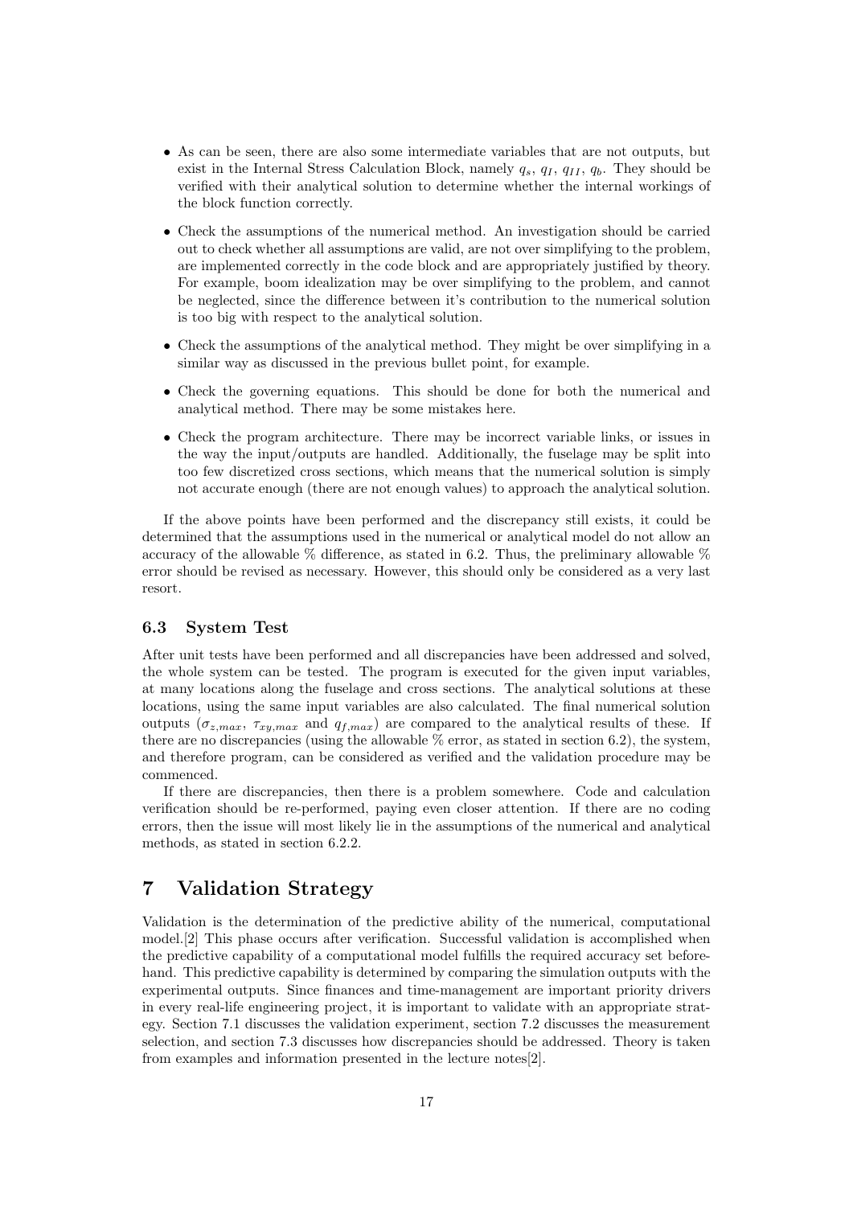- As can be seen, there are also some intermediate variables that are not outputs, but exist in the Internal Stress Calculation Block, namely $q_s$, $q_I$, $q_{II}$, $q_b$. They should be verified with their analytical solution to determine whether the internal workings of the block function correctly.
- Check the assumptions of the numerical method. An investigation should be carried out to check whether all assumptions are valid, are not over simplifying to the problem, are implemented correctly in the code block and are appropriately justified by theory. For example, boom idealization may be over simplifying to the problem, and cannot be neglected, since the difference between it's contribution to the numerical solution is too big with respect to the analytical solution.
- Check the assumptions of the analytical method. They might be over simplifying in a similar way as discussed in the previous bullet point, for example.
- Check the governing equations. This should be done for both the numerical and analytical method. There may be some mistakes here.
- Check the program architecture. There may be incorrect variable links, or issues in the way the input/outputs are handled. Additionally, the fuselage may be split into too few discretized cross sections, which means that the numerical solution is simply not accurate enough (there are not enough values) to approach the analytical solution.

If the above points have been performed and the discrepancy still exists, it could be determined that the assumptions used in the numerical or analytical model do not allow an accuracy of the allowable % difference, as stated in 6.2. Thus, the preliminary allowable % error should be revised as necessary. However, this should only be considered as a very last resort.

### 6.3 System Test

After unit tests have been performed and all discrepancies have been addressed and solved, the whole system can be tested. The program is executed for the given input variables, at many locations along the fuselage and cross sections. The analytical solutions at these locations, using the same input variables are also calculated. The final numerical solution outputs ($\sigma_{z,max}$, $\tau_{xy,max}$ and $q_{f,max}$) are compared to the analytical results of these. If there are no discrepancies (using the allowable % error, as stated in section 6.2), the system, and therefore program, can be considered as verified and the validation procedure may be commenced.

If there are discrepancies, then there is a problem somewhere. Code and calculation verification should be re-performed, paying even closer attention. If there are no coding errors, then the issue will most likely lie in the assumptions of the numerical and analytical methods, as stated in section 6.2.2.

## 7 Validation Strategy

Validation is the determination of the predictive ability of the numerical, computational model.[2] This phase occurs after verification. Successful validation is accomplished when the predictive capability of a computational model fulfills the required accuracy set beforehand. This predictive capability is determined by comparing the simulation outputs with the experimental outputs. Since finances and time-management are important priority drivers in every real-life engineering project, it is important to validate with an appropriate strategy. Section 7.1 discusses the validation experiment, section 7.2 discusses the measurement selection, and section 7.3 discusses how discrepancies should be addressed. Theory is taken from examples and information presented in the lecture notes[2].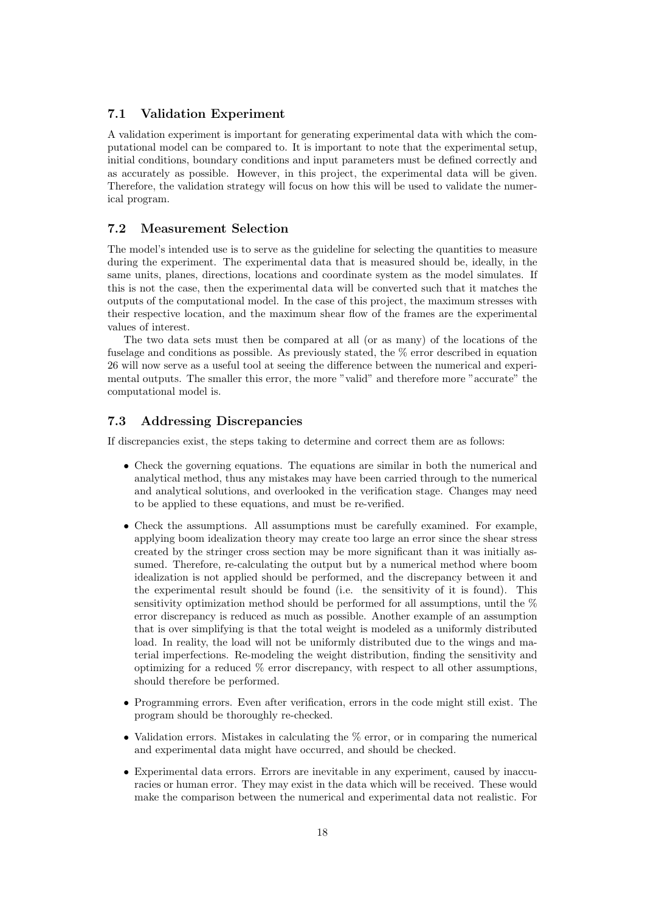### 7.1 Validation Experiment

A validation experiment is important for generating experimental data with which the computational model can be compared to. It is important to note that the experimental setup, initial conditions, boundary conditions and input parameters must be defined correctly and as accurately as possible. However, in this project, the experimental data will be given. Therefore, the validation strategy will focus on how this will be used to validate the numerical program.

### 7.2 Measurement Selection

The model's intended use is to serve as the guideline for selecting the quantities to measure during the experiment. The experimental data that is measured should be, ideally, in the same units, planes, directions, locations and coordinate system as the model simulates. If this is not the case, then the experimental data will be converted such that it matches the outputs of the computational model. In the case of this project, the maximum stresses with their respective location, and the maximum shear flow of the frames are the experimental values of interest.

The two data sets must then be compared at all (or as many) of the locations of the fuselage and conditions as possible. As previously stated, the % error described in equation 26 will now serve as a useful tool at seeing the difference between the numerical and experimental outputs. The smaller this error, the more "valid" and therefore more "accurate" the computational model is.

### 7.3 Addressing Discrepancies

If discrepancies exist, the steps taking to determine and correct them are as follows:

- Check the governing equations. The equations are similar in both the numerical and analytical method, thus any mistakes may have been carried through to the numerical and analytical solutions, and overlooked in the verification stage. Changes may need to be applied to these equations, and must be re-verified.
- Check the assumptions. All assumptions must be carefully examined. For example, applying boom idealization theory may create too large an error since the shear stress created by the stringer cross section may be more significant than it was initially assumed. Therefore, re-calculating the output but by a numerical method where boom idealization is not applied should be performed, and the discrepancy between it and the experimental result should be found (i.e. the sensitivity of it is found). This sensitivity optimization method should be performed for all assumptions, until the % error discrepancy is reduced as much as possible. Another example of an assumption that is over simplifying is that the total weight is modeled as a uniformly distributed load. In reality, the load will not be uniformly distributed due to the wings and material imperfections. Re-modeling the weight distribution, finding the sensitivity and optimizing for a reduced % error discrepancy, with respect to all other assumptions, should therefore be performed.
- Programming errors. Even after verification, errors in the code might still exist. The program should be thoroughly re-checked.
- Validation errors. Mistakes in calculating the % error, or in comparing the numerical and experimental data might have occurred, and should be checked.
- Experimental data errors. Errors are inevitable in any experiment, caused by inaccuracies or human error. They may exist in the data which will be received. These would make the comparison between the numerical and experimental data not realistic. For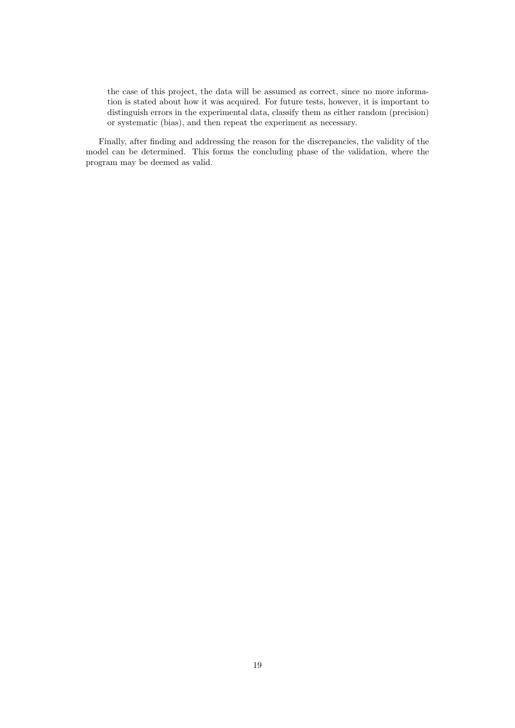the case of this project, the data will be assumed as correct, since no more information is stated about how it was acquired. For future tests, however, it is important to distinguish errors in the experimental data, classify them as either random (precision) or systematic (bias), and then repeat the experiment as necessary.

Finally, after finding and addressing the reason for the discrepancies, the validity of the model can be determined. This forms the concluding phase of the validation, where the program may be deemed as valid.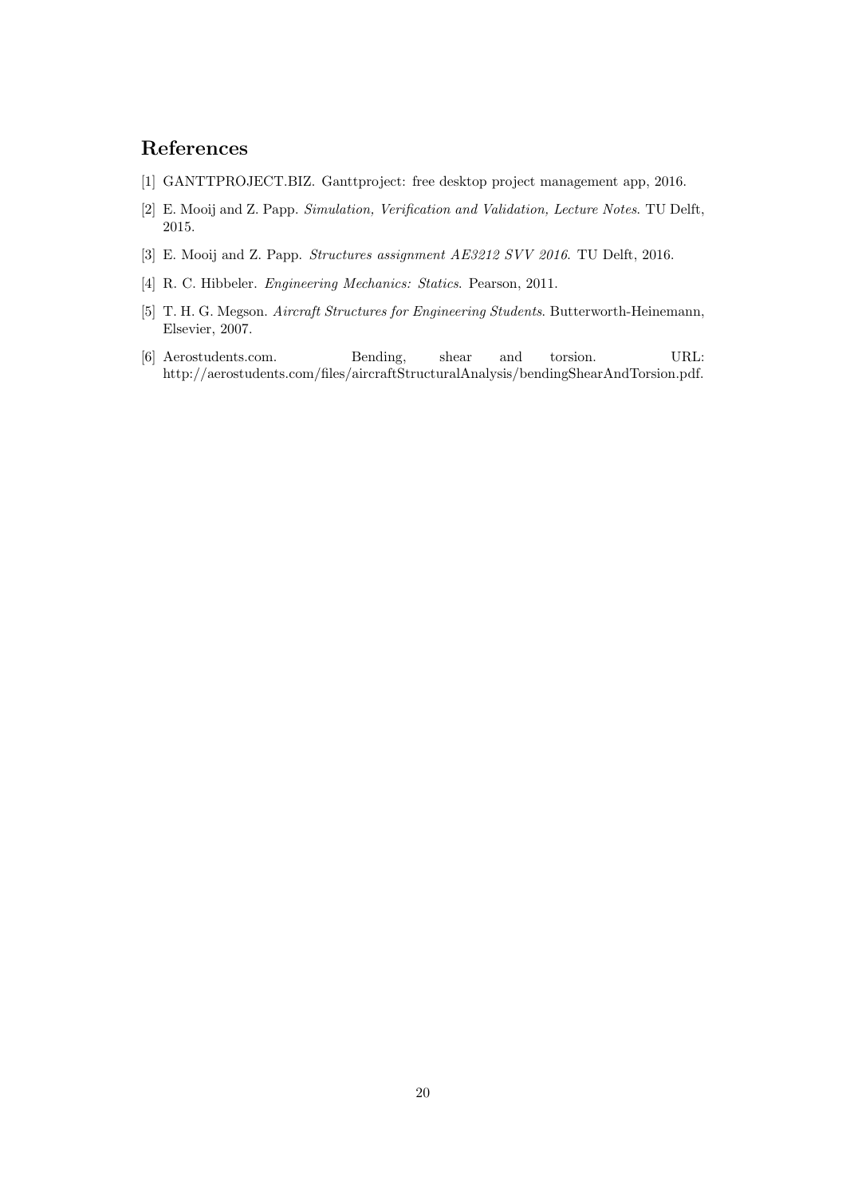## References

[1] GANTTPROJECT.BIZ. Ganttproject: free desktop project management app, 2016.

[2] E. Mooij and Z. Papp. *Simulation, Verification and Validation, Lecture Notes*. TU Delft, 2015.

[3] E. Mooij and Z. Papp. *Structures assignment AE3212 SVV 2016*. TU Delft, 2016.

[4] R. C. Hibbeler. *Engineering Mechanics: Statics*. Pearson, 2011.

[5] T. H. G. Megson. *Aircraft Structures for Engineering Students*. Butterworth-Heinemann, Elsevier, 2007.

[6] Aerostudents.com. Bending, shear and torsion. URL: http://aerostudents.com/files/aircraftStructuralAnalysis/bendingShearAndTorsion.pdf.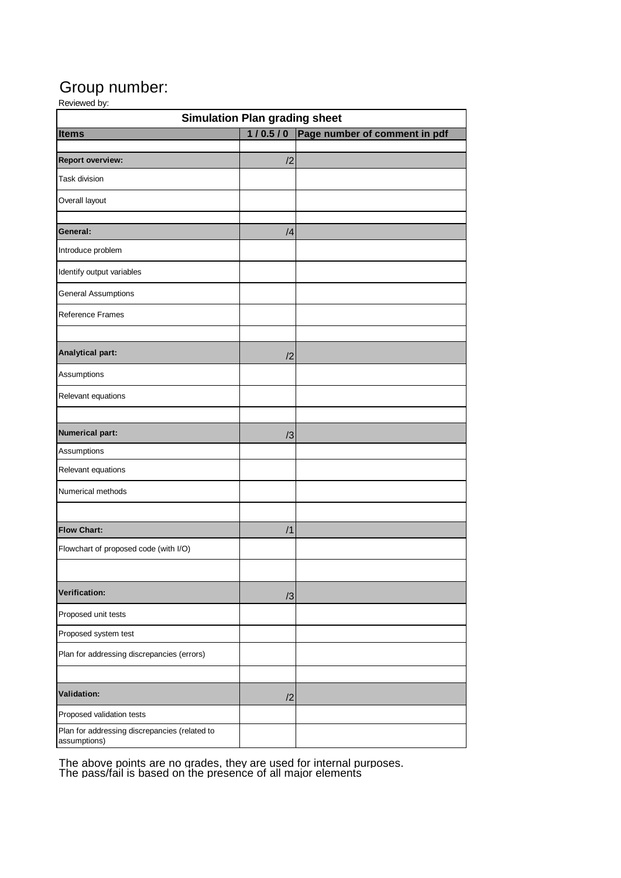# Group number:

Reviewed by:

| Simulation Plan grading sheet | | |
|---|---|---|
| **Items** | **1 / 0.5 / 0** | **Page number of comment in pdf** |
| | | |
| **Report overview:** | /2 | |
| Task division | | |
| Overall layout | | |
| | | |
| **General:** | /4 | |
| Introduce problem | | |
| Identify output variables | | |
| General Assumptions | | |
| Reference Frames | | |
| | | |
| **Analytical part:** | /2 | |
| Assumptions | | |
| Relevant equations | | |
| | | |
| **Numerical part:** | /3 | |
| Assumptions | | |
| Relevant equations | | |
| Numerical methods | | |
| | | |
| **Flow Chart:** | /1 | |
| Flowchart of proposed code (with I/O) | | |
| | | |
| **Verification:** | /3 | |
| Proposed unit tests | | |
| Proposed system test | | |
| Plan for addressing discrepancies (errors) | | |
| | | |
| **Validation:** | /2 | |
| Proposed validation tests | | |
| Plan for addressing discrepancies (related to assumptions) | | |

The above points are no grades, they are used for internal purposes.
The pass/fail is based on the presence of all major elements